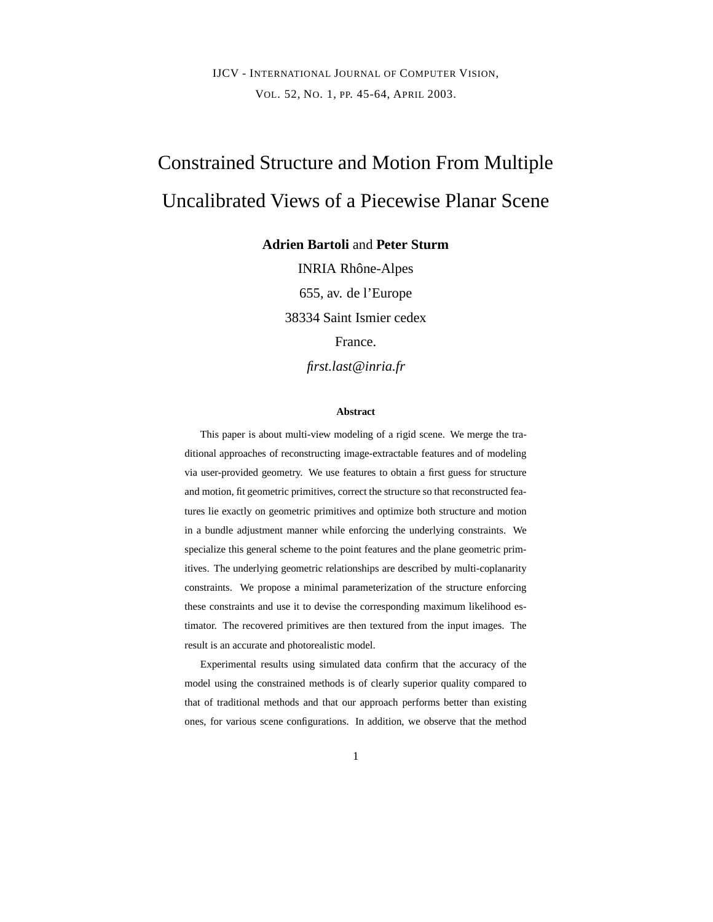IJCV - INTERNATIONAL JOURNAL OF COMPUTER VISION,

VOL. 52, NO. 1, PP. 45-64, APRIL 2003.

# Constrained Structure and Motion From Multiple Uncalibrated Views of a Piecewise Planar Scene

**Adrien Bartoli** and **Peter Sturm**

INRIA Rhône-Alpes

655, av. de l'Europe

38334 Saint Ismier cedex

France.

*first.last@inria.fr*

### Abstract

This paper is about multi-view modeling of a rigid scene. We merge the traditional approaches of reconstructing image-extractable features and of modeling via user-provided geometry. We use features to obtain a first guess for structure and motion, fit geometric primitives, correct the structure so that reconstructed features lie exactly on geometric primitives and optimize both structure and motion in a bundle adjustment manner while enforcing the underlying constraints. We specialize this general scheme to the point features and the plane geometric primitives. The underlying geometric relationships are described by multi-coplanarity constraints. We propose a minimal parameterization of the structure enforcing these constraints and use it to devise the corresponding maximum likelihood estimator. The recovered primitives are then textured from the input images. The result is an accurate and photorealistic model.

Experimental results using simulated data confirm that the accuracy of the model using the constrained methods is of clearly superior quality compared to that of traditional methods and that our approach performs better than existing ones, for various scene configurations. In addition, we observe that the method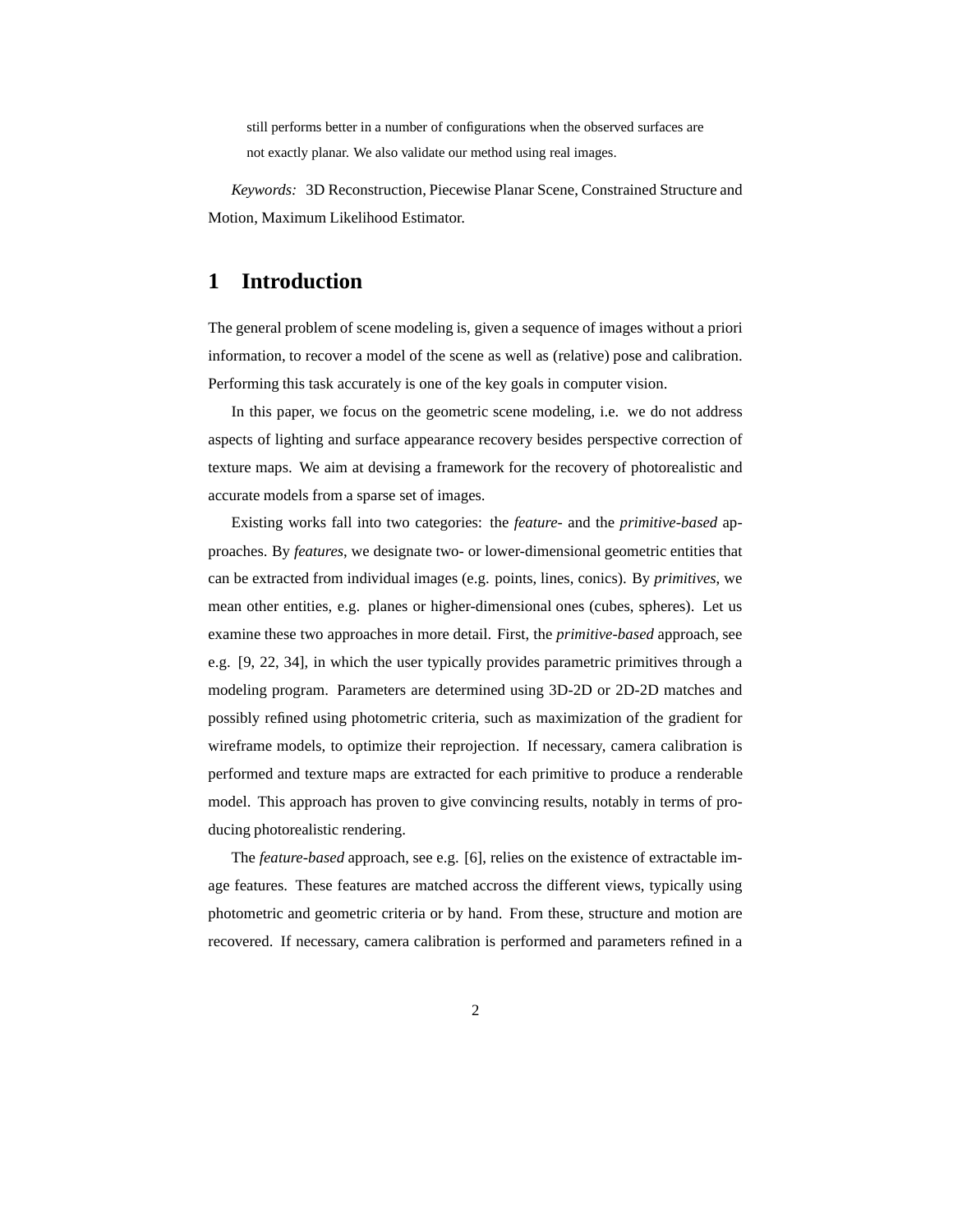still performs better in a number of configurations when the observed surfaces are not exactly planar. We also validate our method using real images.

*Keywords:* 3D Reconstruction, Piecewise Planar Scene, Constrained Structure and Motion, Maximum Likelihood Estimator.

# 1 Introduction

The general problem of scene modeling is, given a sequence of images without a priori information, to recover a model of the scene as well as (relative) pose and calibration. Performing this task accurately is one of the key goals in computer vision.

In this paper, we focus on the geometric scene modeling, i.e. we do not address aspects of lighting and surface appearance recovery besides perspective correction of texture maps. We aim at devising a framework for the recovery of photorealistic and accurate models from a sparse set of images.

Existing works fall into two categories: the *feature-* and the *primitive-based* approaches. By *features*, we designate two- or lower-dimensional geometric entities that can be extracted from individual images (e.g. points, lines, conics). By *primitives*, we mean other entities, e.g. planes or higher-dimensional ones (cubes, spheres). Let us examine these two approaches in more detail. First, the *primitive-based* approach, see e.g. [9, 22, 34], in which the user typically provides parametric primitives through a modeling program. Parameters are determined using 3D-2D or 2D-2D matches and possibly refined using photometric criteria, such as maximization of the gradient for wireframe models, to optimize their reprojection. If necessary, camera calibration is performed and texture maps are extracted for each primitive to produce a renderable model. This approach has proven to give convincing results, notably in terms of producing photorealistic rendering.

The *feature-based* approach, see e.g. [6], relies on the existence of extractable image features. These features are matched accross the different views, typically using photometric and geometric criteria or by hand. From these, structure and motion are recovered. If necessary, camera calibration is performed and parameters refined in a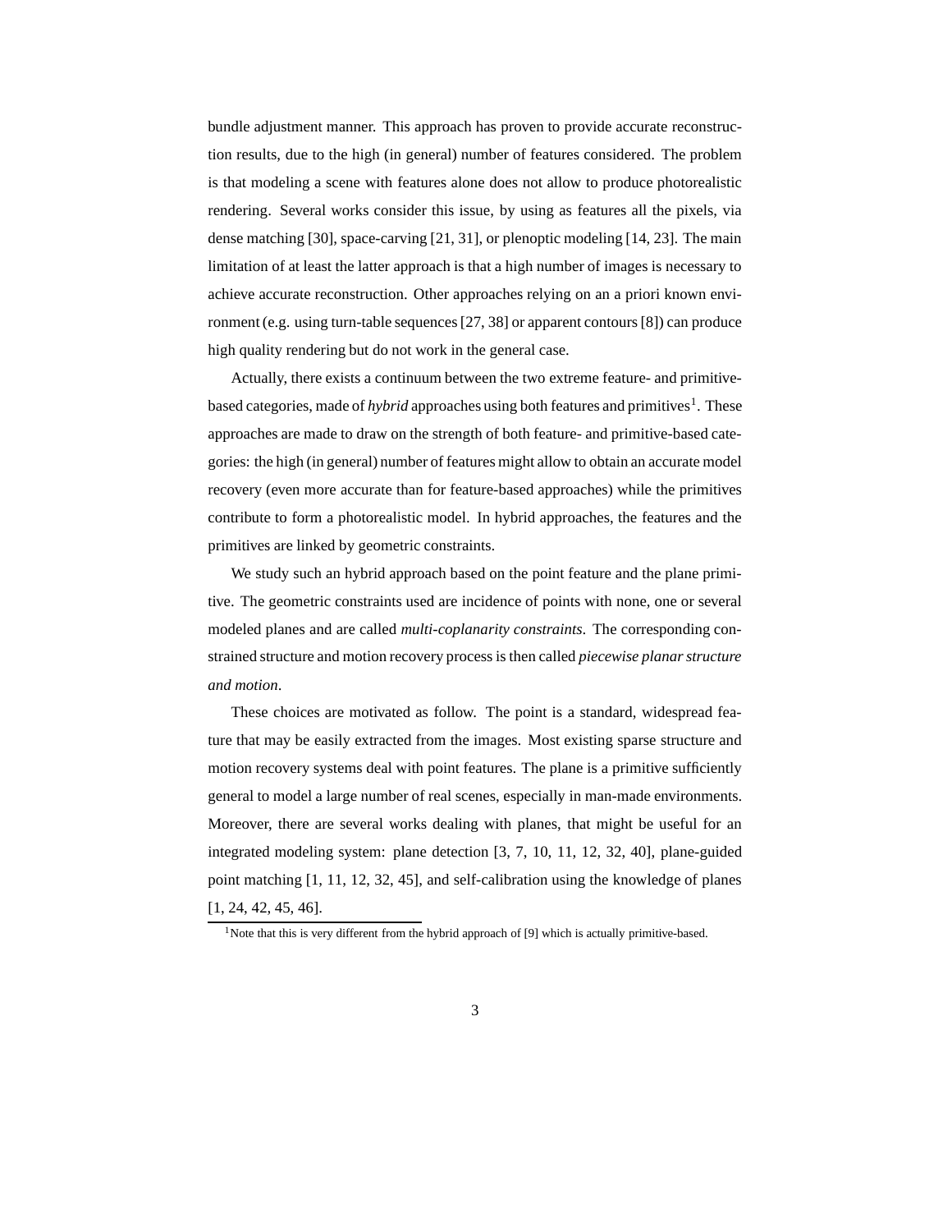bundle adjustment manner. This approach has proven to provide accurate reconstruction results, due to the high (in general) number of features considered. The problem is that modeling a scene with features alone does not allow to produce photorealistic rendering. Several works consider this issue, by using as features all the pixels, via dense matching [30], space-carving [21, 31], or plenoptic modeling [14, 23]. The main limitation of at least the latter approach is that a high number of images is necessary to achieve accurate reconstruction. Other approaches relying on an a priori known environment (e.g. using turn-table sequences [27, 38] or apparent contours [8]) can produce high quality rendering but do not work in the general case.

Actually, there exists a continuum between the two extreme feature- and primitive-based categories, made of *hybrid* approaches using both features and primitives[1]. These approaches are made to draw on the strength of both feature- and primitive-based categories: the high (in general) number of features might allow to obtain an accurate model recovery (even more accurate than for feature-based approaches) while the primitives contribute to form a photorealistic model. In hybrid approaches, the features and the primitives are linked by geometric constraints.

We study such an hybrid approach based on the point feature and the plane primitive. The geometric constraints used are incidence of points with none, one or several modeled planes and are called *multi-coplanarity constraints*. The corresponding constrained structure and motion recovery process is then called *piecewise planar structure and motion*.

These choices are motivated as follow. The point is a standard, widespread feature that may be easily extracted from the images. Most existing sparse structure and motion recovery systems deal with point features. The plane is a primitive sufficiently general to model a large number of real scenes, especially in man-made environments. Moreover, there are several works dealing with planes, that might be useful for an integrated modeling system: plane detection [3, 7, 10, 11, 12, 32, 40], plane-guided point matching [1, 11, 12, 32, 45], and self-calibration using the knowledge of planes [1, 24, 42, 45, 46].

[1] Note that this is very different from the hybrid approach of [9] which is actually primitive-based.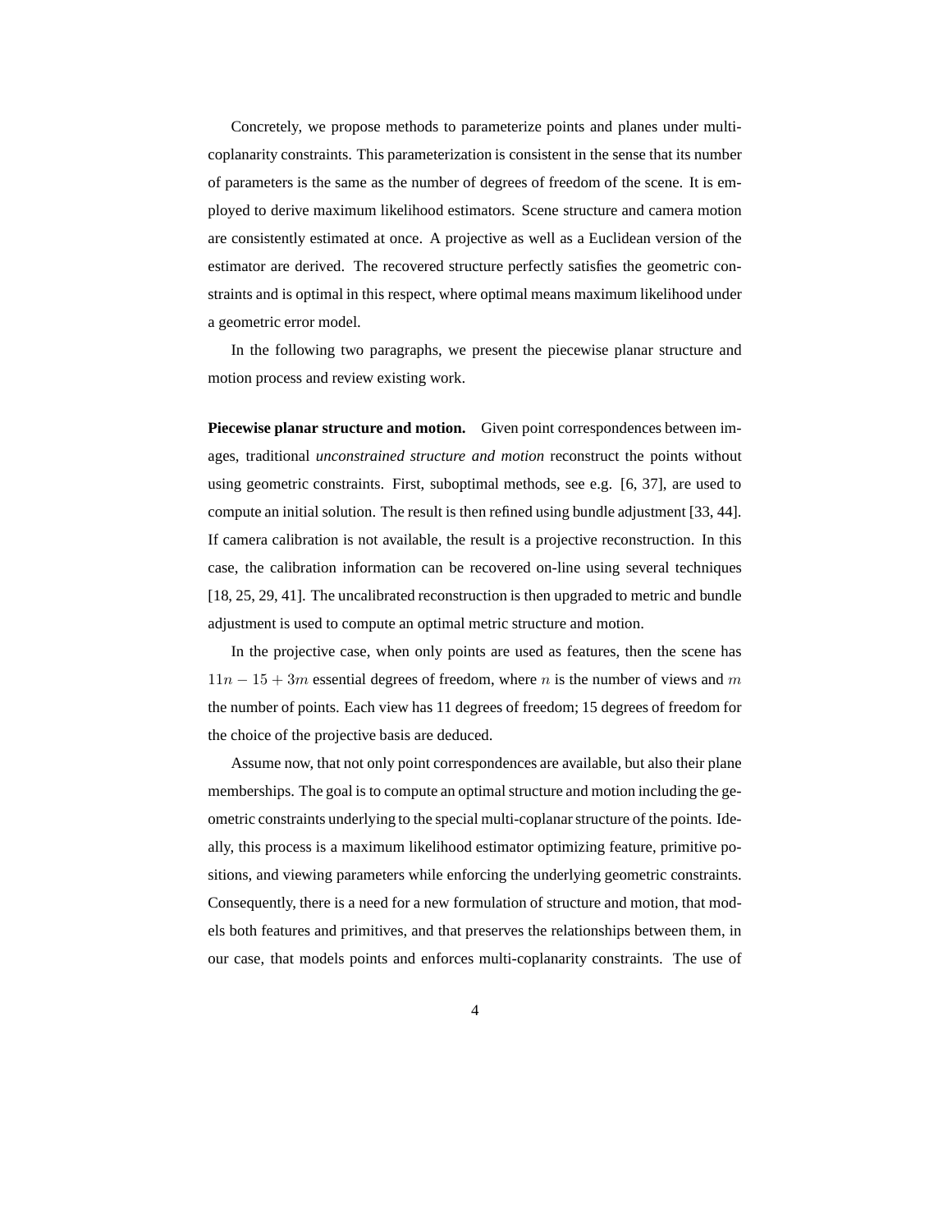Concretely, we propose methods to parameterize points and planes under multi-coplanarity constraints. This parameterization is consistent in the sense that its number of parameters is the same as the number of degrees of freedom of the scene. It is employed to derive maximum likelihood estimators. Scene structure and camera motion are consistently estimated at once. A projective as well as a Euclidean version of the estimator are derived. The recovered structure perfectly satisfies the geometric constraints and is optimal in this respect, where optimal means maximum likelihood under a geometric error model.

In the following two paragraphs, we present the piecewise planar structure and motion process and review existing work.

**Piecewise planar structure and motion.** Given point correspondences between images, traditional *unconstrained structure and motion* reconstruct the points without using geometric constraints. First, suboptimal methods, see e.g. [6, 37], are used to compute an initial solution. The result is then refined using bundle adjustment [33, 44]. If camera calibration is not available, the result is a projective reconstruction. In this case, the calibration information can be recovered on-line using several techniques [18, 25, 29, 41]. The uncalibrated reconstruction is then upgraded to metric and bundle adjustment is used to compute an optimal metric structure and motion.

In the projective case, when only points are used as features, then the scene has $11n - 15 + 3m$ essential degrees of freedom, where $n$ is the number of views and $m$ the number of points. Each view has 11 degrees of freedom; 15 degrees of freedom for the choice of the projective basis are deduced.

Assume now, that not only point correspondences are available, but also their plane memberships. The goal is to compute an optimal structure and motion including the geometric constraints underlying to the special multi-coplanar structure of the points. Ideally, this process is a maximum likelihood estimator optimizing feature, primitive positions, and viewing parameters while enforcing the underlying geometric constraints. Consequently, there is a need for a new formulation of structure and motion, that models both features and primitives, and that preserves the relationships between them, in our case, that models points and enforces multi-coplanarity constraints. The use of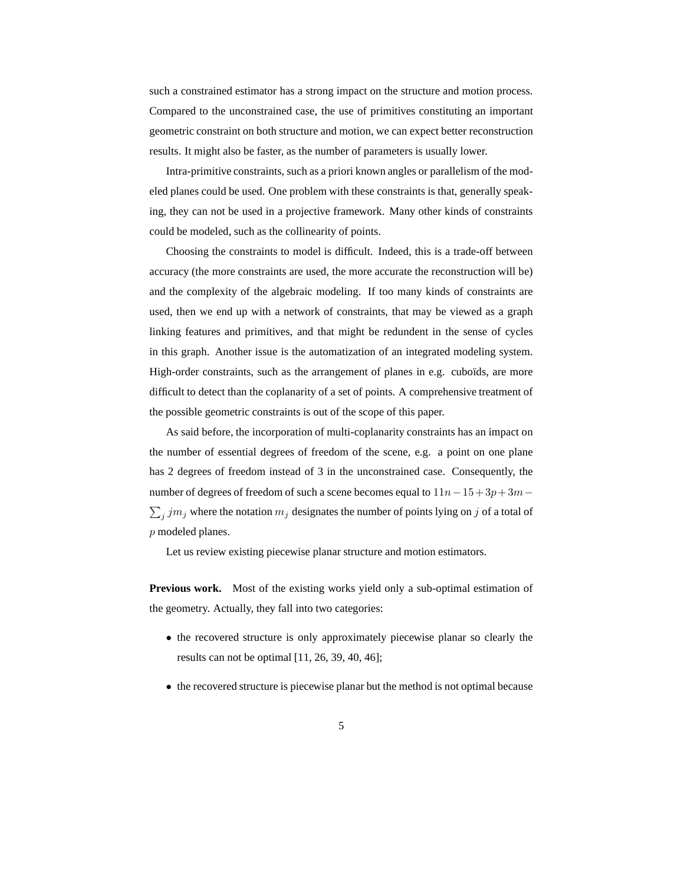such a constrained estimator has a strong impact on the structure and motion process. Compared to the unconstrained case, the use of primitives constituting an important geometric constraint on both structure and motion, we can expect better reconstruction results. It might also be faster, as the number of parameters is usually lower.

Intra-primitive constraints, such as a priori known angles or parallelism of the modeled planes could be used. One problem with these constraints is that, generally speaking, they can not be used in a projective framework. Many other kinds of constraints could be modeled, such as the collinearity of points.

Choosing the constraints to model is difficult. Indeed, this is a trade-off between accuracy (the more constraints are used, the more accurate the reconstruction will be) and the complexity of the algebraic modeling. If too many kinds of constraints are used, then we end up with a network of constraints, that may be viewed as a graph linking features and primitives, and that might be redundent in the sense of cycles in this graph. Another issue is the automatization of an integrated modeling system. High-order constraints, such as the arrangement of planes in e.g. cuboïds, are more difficult to detect than the coplanarity of a set of points. A comprehensive treatment of the possible geometric constraints is out of the scope of this paper.

As said before, the incorporation of multi-coplanarity constraints has an impact on the number of essential degrees of freedom of the scene, e.g. a point on one plane has 2 degrees of freedom instead of 3 in the unconstrained case. Consequently, the number of degrees of freedom of such a scene becomes equal to $11n - 15 + 3p + 3m - \sum_j j m_j$ where the notation $m_j$ designates the number of points lying on $j$ of a total of $p$ modeled planes.

Let us review existing piecewise planar structure and motion estimators.

**Previous work.** Most of the existing works yield only a sub-optimal estimation of the geometry. Actually, they fall into two categories:

- the recovered structure is only approximately piecewise planar so clearly the results can not be optimal [11, 26, 39, 40, 46];
- the recovered structure is piecewise planar but the method is not optimal because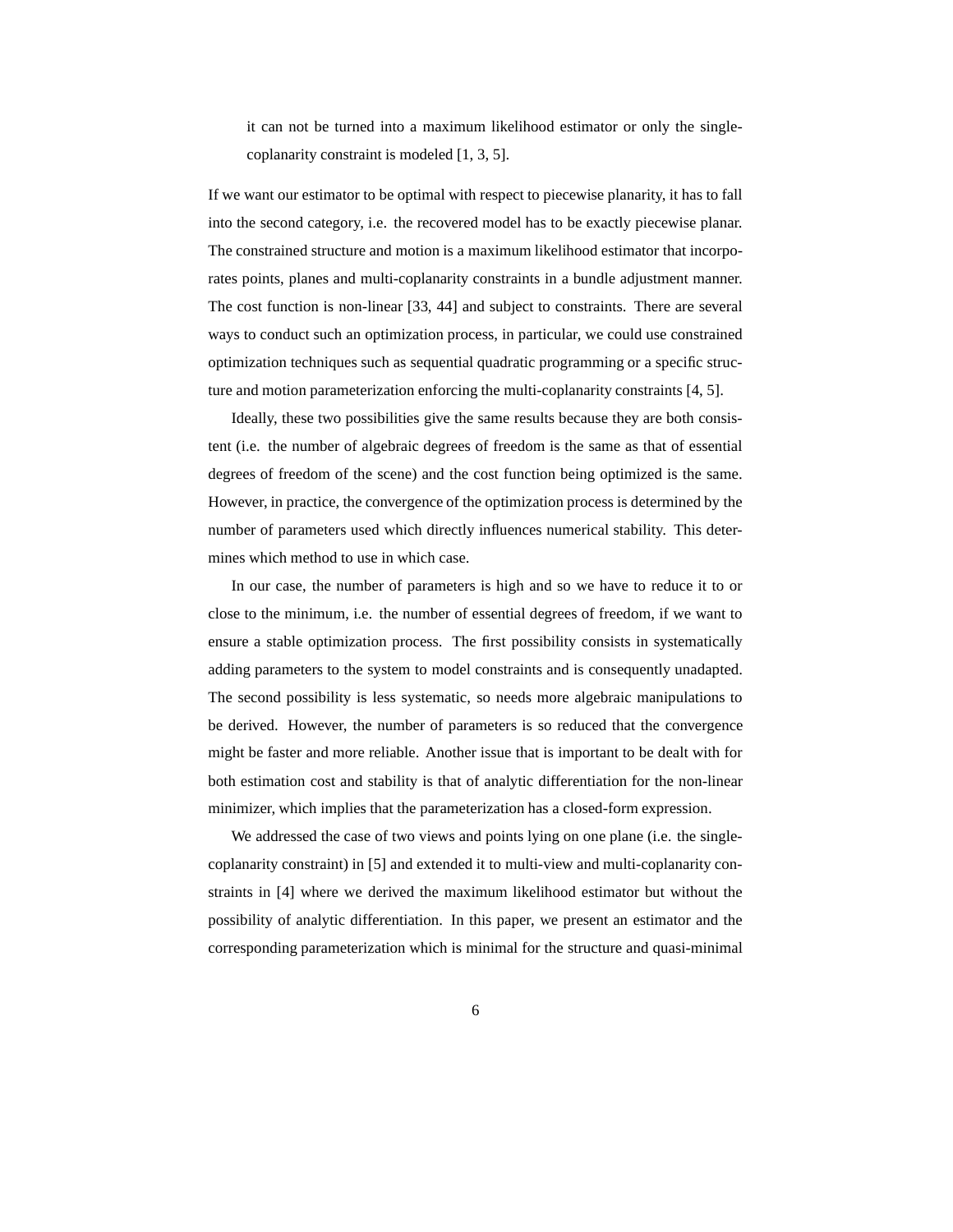it can not be turned into a maximum likelihood estimator or only the single-coplanarity constraint is modeled [1, 3, 5].

If we want our estimator to be optimal with respect to piecewise planarity, it has to fall into the second category, i.e. the recovered model has to be exactly piecewise planar. The constrained structure and motion is a maximum likelihood estimator that incorporates points, planes and multi-coplanarity constraints in a bundle adjustment manner. The cost function is non-linear [33, 44] and subject to constraints. There are several ways to conduct such an optimization process, in particular, we could use constrained optimization techniques such as sequential quadratic programming or a specific structure and motion parameterization enforcing the multi-coplanarity constraints [4, 5].

Ideally, these two possibilities give the same results because they are both consistent (i.e. the number of algebraic degrees of freedom is the same as that of essential degrees of freedom of the scene) and the cost function being optimized is the same. However, in practice, the convergence of the optimization process is determined by the number of parameters used which directly influences numerical stability. This determines which method to use in which case.

In our case, the number of parameters is high and so we have to reduce it to or close to the minimum, i.e. the number of essential degrees of freedom, if we want to ensure a stable optimization process. The first possibility consists in systematically adding parameters to the system to model constraints and is consequently unadapted. The second possibility is less systematic, so needs more algebraic manipulations to be derived. However, the number of parameters is so reduced that the convergence might be faster and more reliable. Another issue that is important to be dealt with for both estimation cost and stability is that of analytic differentiation for the non-linear minimizer, which implies that the parameterization has a closed-form expression.

We addressed the case of two views and points lying on one plane (i.e. the single-coplanarity constraint) in [5] and extended it to multi-view and multi-coplanarity constraints in [4] where we derived the maximum likelihood estimator but without the possibility of analytic differentiation. In this paper, we present an estimator and the corresponding parameterization which is minimal for the structure and quasi-minimal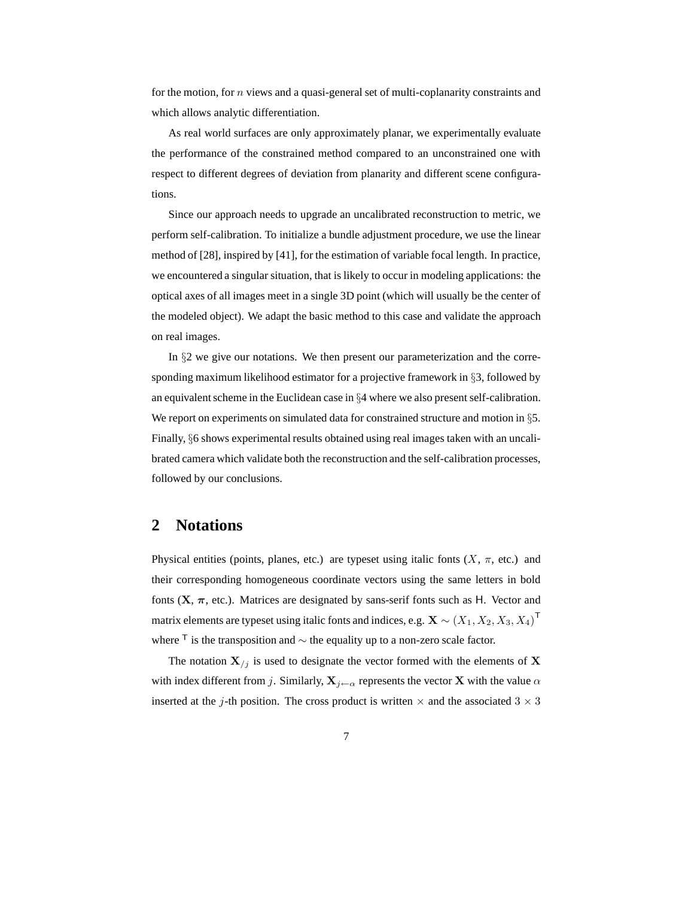for the motion, for $n$ views and a quasi-general set of multi-coplanarity constraints and which allows analytic differentiation.

As real world surfaces are only approximately planar, we experimentally evaluate the performance of the constrained method compared to an unconstrained one with respect to different degrees of deviation from planarity and different scene configurations.

Since our approach needs to upgrade an uncalibrated reconstruction to metric, we perform self-calibration. To initialize a bundle adjustment procedure, we use the linear method of [28], inspired by [41], for the estimation of variable focal length. In practice, we encountered a singular situation, that is likely to occur in modeling applications: the optical axes of all images meet in a single 3D point (which will usually be the center of the modeled object). We adapt the basic method to this case and validate the approach on real images.

In §2 we give our notations. We then present our parameterization and the corresponding maximum likelihood estimator for a projective framework in §3, followed by an equivalent scheme in the Euclidean case in §4 where we also present self-calibration. We report on experiments on simulated data for constrained structure and motion in §5. Finally, §6 shows experimental results obtained using real images taken with an uncalibrated camera which validate both the reconstruction and the self-calibration processes, followed by our conclusions.

## 2 Notations

Physical entities (points, planes, etc.) are typeset using italic fonts ($X$, $\pi$, etc.) and their corresponding homogeneous coordinate vectors using the same letters in bold fonts ($\mathbf{X}$, $\boldsymbol{\pi}$, etc.). Matrices are designated by sans-serif fonts such as $\mathsf{H}$. Vector and matrix elements are typeset using italic fonts and indices, e.g. $\mathbf{X} \sim (X_1, X_2, X_3, X_4)^\mathsf{T}$ where $^\mathsf{T}$ is the transposition and $\sim$ the equality up to a non-zero scale factor.

The notation $\mathbf{X}_{/j}$ is used to designate the vector formed with the elements of $\mathbf{X}$ with index different from $j$. Similarly, $\mathbf{X}_{j \leftarrow \alpha}$ represents the vector $\mathbf{X}$ with the value $\alpha$ inserted at the $j$-th position. The cross product is written $\times$ and the associated $3 \times 3$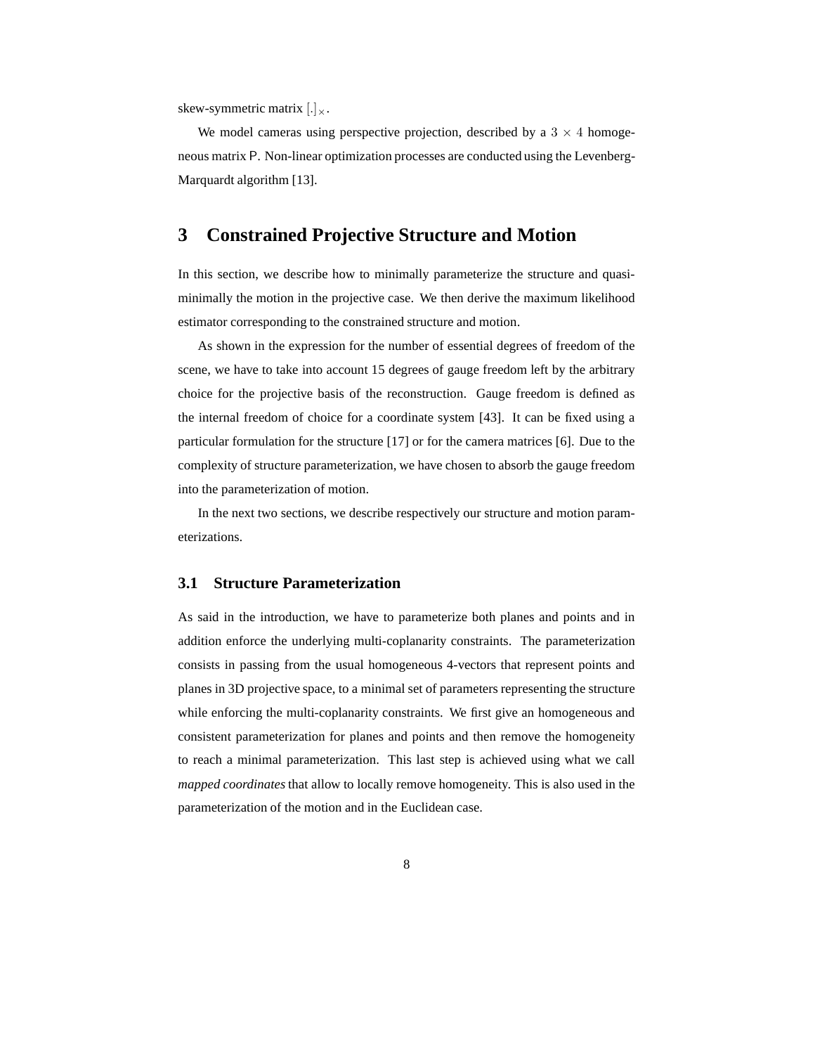skew-symmetric matrix $[.]_\times$.

We model cameras using perspective projection, described by a $3 \times 4$ homogeneous matrix $\mathsf{P}$. Non-linear optimization processes are conducted using the Levenberg-Marquardt algorithm [13].

# 3 Constrained Projective Structure and Motion

In this section, we describe how to minimally parameterize the structure and quasi-minimally the motion in the projective case. We then derive the maximum likelihood estimator corresponding to the constrained structure and motion.

As shown in the expression for the number of essential degrees of freedom of the scene, we have to take into account 15 degrees of gauge freedom left by the arbitrary choice for the projective basis of the reconstruction. Gauge freedom is defined as the internal freedom of choice for a coordinate system [43]. It can be fixed using a particular formulation for the structure [17] or for the camera matrices [6]. Due to the complexity of structure parameterization, we have chosen to absorb the gauge freedom into the parameterization of motion.

In the next two sections, we describe respectively our structure and motion parameterizations.

## 3.1 Structure Parameterization

As said in the introduction, we have to parameterize both planes and points and in addition enforce the underlying multi-coplanarity constraints. The parameterization consists in passing from the usual homogeneous 4-vectors that represent points and planes in 3D projective space, to a minimal set of parameters representing the structure while enforcing the multi-coplanarity constraints. We first give an homogeneous and consistent parameterization for planes and points and then remove the homogeneity to reach a minimal parameterization. This last step is achieved using what we call *mapped coordinates* that allow to locally remove homogeneity. This is also used in the parameterization of the motion and in the Euclidean case.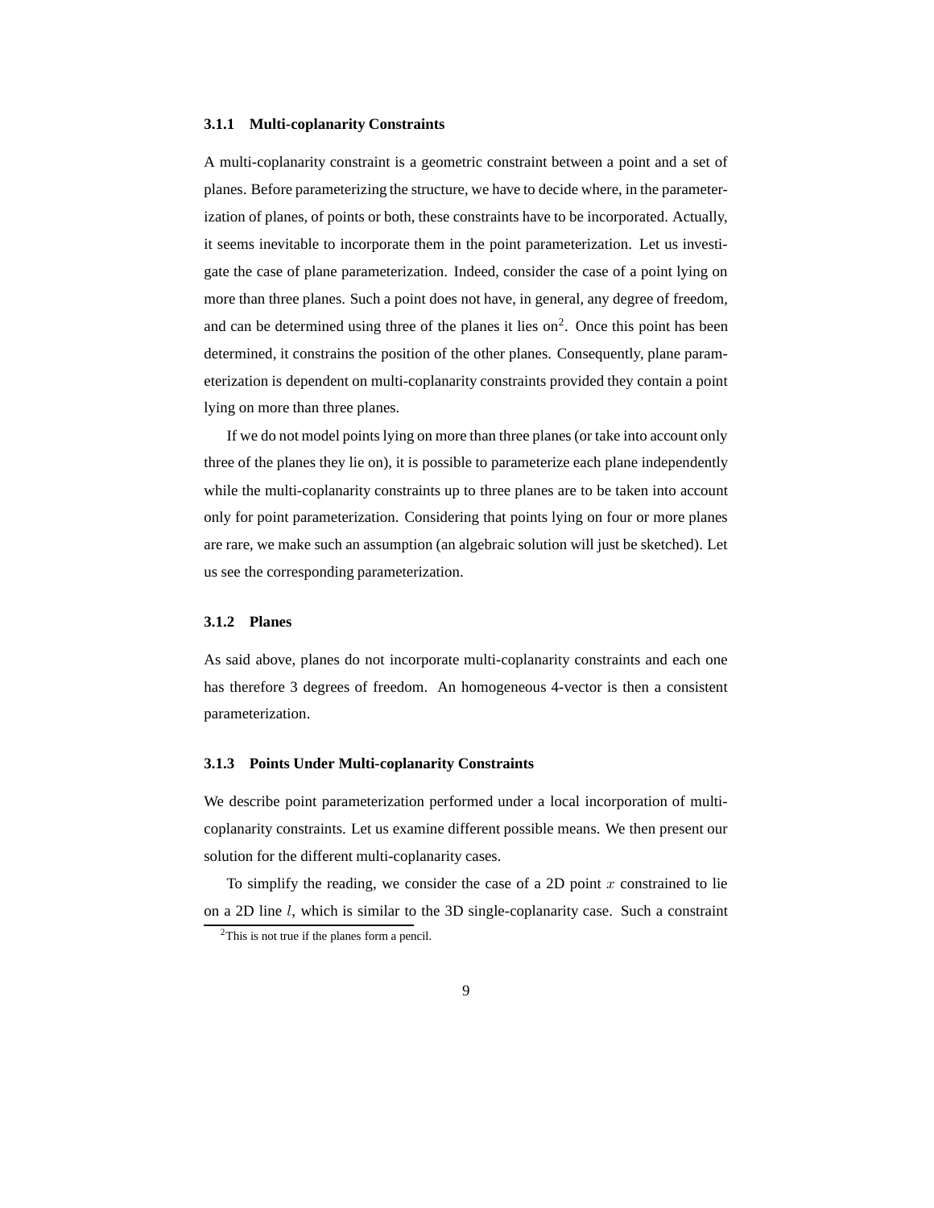### 3.1.1 Multi-coplanarity Constraints

A multi-coplanarity constraint is a geometric constraint between a point and a set of planes. Before parameterizing the structure, we have to decide where, in the parameterization of planes, of points or both, these constraints have to be incorporated. Actually, it seems inevitable to incorporate them in the point parameterization. Let us investigate the case of plane parameterization. Indeed, consider the case of a point lying on more than three planes. Such a point does not have, in general, any degree of freedom, and can be determined using three of the planes it lies on[2]. Once this point has been determined, it constrains the position of the other planes. Consequently, plane parameterization is dependent on multi-coplanarity constraints provided they contain a point lying on more than three planes.

If we do not model points lying on more than three planes (or take into account only three of the planes they lie on), it is possible to parameterize each plane independently while the multi-coplanarity constraints up to three planes are to be taken into account only for point parameterization. Considering that points lying on four or more planes are rare, we make such an assumption (an algebraic solution will just be sketched). Let us see the corresponding parameterization.

### 3.1.2 Planes

As said above, planes do not incorporate multi-coplanarity constraints and each one has therefore 3 degrees of freedom. An homogeneous 4-vector is then a consistent parameterization.

### 3.1.3 Points Under Multi-coplanarity Constraints

We describe point parameterization performed under a local incorporation of multi-coplanarity constraints. Let us examine different possible means. We then present our solution for the different multi-coplanarity cases.

To simplify the reading, we consider the case of a 2D point $x$ constrained to lie on a 2D line $l$, which is similar to the 3D single-coplanarity case. Such a constraint

[2] This is not true if the planes form a pencil.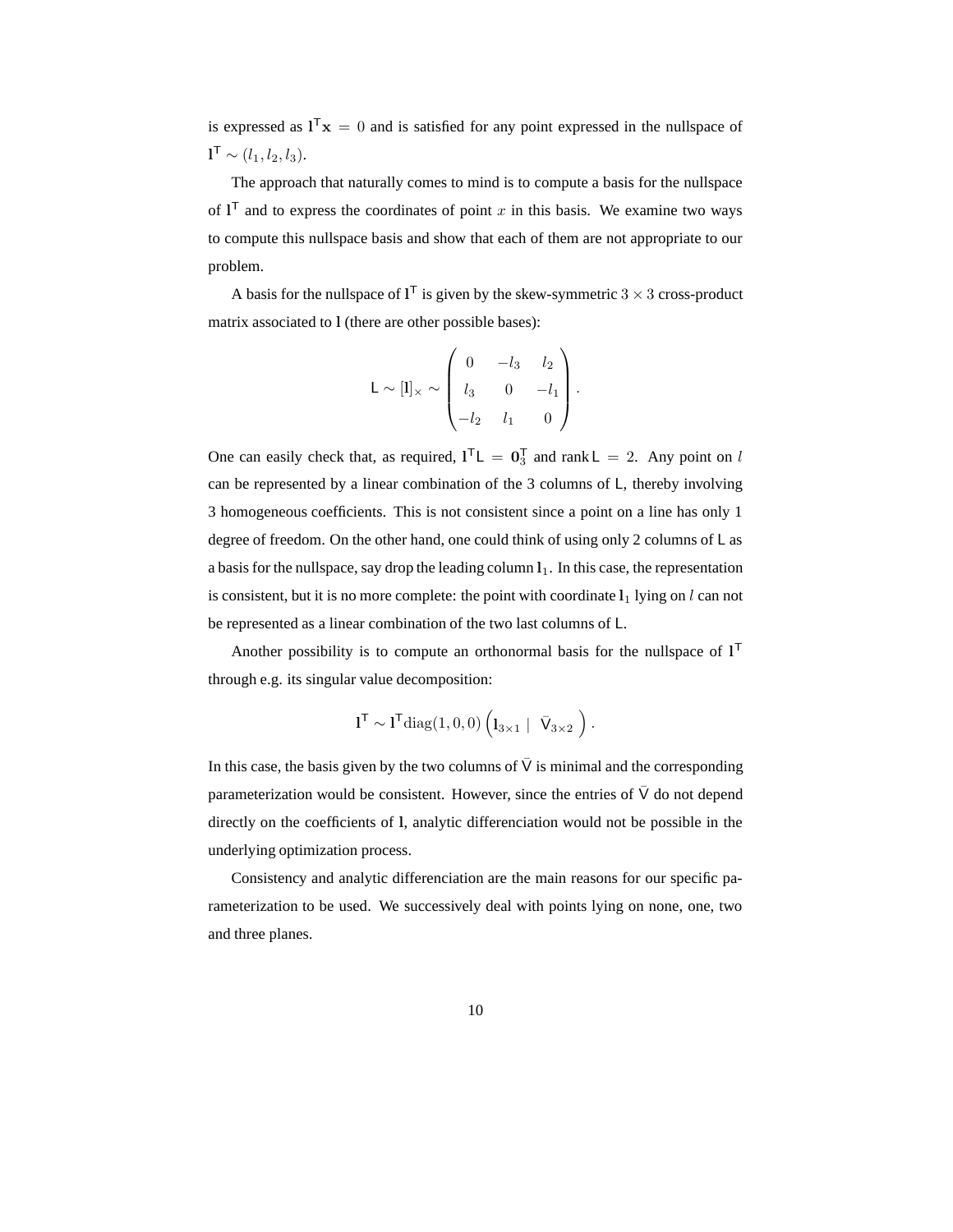is expressed as $\mathbf{l}^\mathsf{T}\mathbf{x} = 0$ and is satisfied for any point expressed in the nullspace of $\mathbf{l}^\mathsf{T} \sim (l_1, l_2, l_3)$.

The approach that naturally comes to mind is to compute a basis for the nullspace of $\mathbf{l}^\mathsf{T}$ and to express the coordinates of point $x$ in this basis. We examine two ways to compute this nullspace basis and show that each of them are not appropriate to our problem.

A basis for the nullspace of $\mathbf{l}^\mathsf{T}$ is given by the skew-symmetric $3 \times 3$ cross-product matrix associated to $\mathbf{l}$ (there are other possible bases):

$$\mathsf{L} \sim [\mathbf{l}]_\times \sim \begin{pmatrix} 0 & -l_3 & l_2 \\ l_3 & 0 & -l_1 \\ -l_2 & l_1 & 0 \end{pmatrix}.$$

One can easily check that, as required, $\mathbf{l}^\mathsf{T}\mathsf{L} = \mathbf{0}_3^\mathsf{T}$ and $\operatorname{rank} \mathsf{L} = 2$. Any point on $l$ can be represented by a linear combination of the 3 columns of $\mathsf{L}$, thereby involving 3 homogeneous coefficients. This is not consistent since a point on a line has only 1 degree of freedom. On the other hand, one could think of using only 2 columns of $\mathsf{L}$ as a basis for the nullspace, say drop the leading column $\mathbf{l}_1$. In this case, the representation is consistent, but it is no more complete: the point with coordinate $\mathbf{l}_1$ lying on $l$ can not be represented as a linear combination of the two last columns of $\mathsf{L}$.

Another possibility is to compute an orthonormal basis for the nullspace of $\mathbf{l}^\mathsf{T}$ through e.g. its singular value decomposition:

$$\mathbf{l}^\mathsf{T} \sim \mathbf{l}^\mathsf{T}\mathrm{diag}(1,0,0)\begin{pmatrix} \mathbf{l}_{3\times 1} \mid & \bar{\mathsf{V}}_{3\times 2} \end{pmatrix}.$$

In this case, the basis given by the two columns of $\bar{\mathsf{V}}$ is minimal and the corresponding parameterization would be consistent. However, since the entries of $\bar{\mathsf{V}}$ do not depend directly on the coefficients of $\mathbf{l}$, analytic differenciation would not be possible in the underlying optimization process.

Consistency and analytic differenciation are the main reasons for our specific parameterization to be used. We successively deal with points lying on none, one, two and three planes.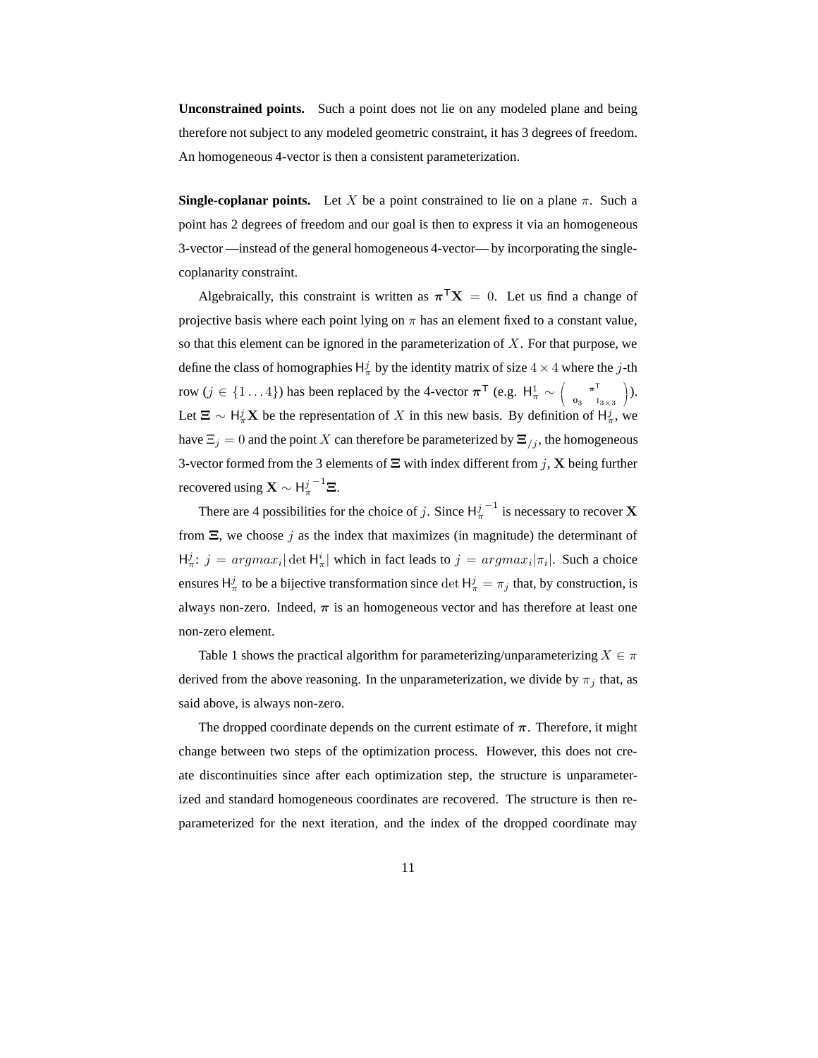**Unconstrained points.** Such a point does not lie on any modeled plane and being therefore not subject to any modeled geometric constraint, it has 3 degrees of freedom. An homogeneous 4-vector is then a consistent parameterization.

**Single-coplanar points.** Let $X$ be a point constrained to lie on a plane $\pi$. Such a point has 2 degrees of freedom and our goal is then to express it via an homogeneous 3-vector —instead of the general homogeneous 4-vector— by incorporating the single-coplanarity constraint.

Algebraically, this constraint is written as $\boldsymbol{\pi}^\mathsf{T}\mathbf{X} = 0$. Let us find a change of projective basis where each point lying on $\pi$ has an element fixed to a constant value, so that this element can be ignored in the parameterization of $X$. For that purpose, we define the class of homographies $\mathsf{H}_\pi^j$ by the identity matrix of size $4 \times 4$ where the $j$-th row ($j \in \{1 \ldots 4\}$) has been replaced by the 4-vector $\boldsymbol{\pi}^\mathsf{T}$ (e.g. $\mathsf{H}_\pi^1 \sim \begin{pmatrix} & \boldsymbol{\pi}^\mathsf{T} \\ \mathbf{0}_3 & \mathsf{I}_{3\times 3} \end{pmatrix}$). Let $\boldsymbol{\Xi} \sim \mathsf{H}_\pi^j \mathbf{X}$ be the representation of $X$ in this new basis. By definition of $\mathsf{H}_\pi^j$, we have $\Xi_j = 0$ and the point $X$ can therefore be parameterized by $\boldsymbol{\Xi}_{/j}$, the homogeneous 3-vector formed from the 3 elements of $\boldsymbol{\Xi}$ with index different from $j$, $\mathbf{X}$ being further recovered using $\mathbf{X} \sim {\mathsf{H}_\pi^j}^{-1}\boldsymbol{\Xi}$.

There are 4 possibilities for the choice of $j$. Since ${\mathsf{H}_\pi^j}^{-1}$ is necessary to recover $\mathbf{X}$ from $\boldsymbol{\Xi}$, we choose $j$ as the index that maximizes (in magnitude) the determinant of $\mathsf{H}_\pi^j$: $j = argmax_i |\det \mathsf{H}_\pi^i|$ which in fact leads to $j = argmax_i |\pi_i|$. Such a choice ensures $\mathsf{H}_\pi^j$ to be a bijective transformation since $\det \mathsf{H}_\pi^j = \pi_j$ that, by construction, is always non-zero. Indeed, $\boldsymbol{\pi}$ is an homogeneous vector and has therefore at least one non-zero element.

Table 1 shows the practical algorithm for parameterizing/unparameterizing $X \in \pi$ derived from the above reasoning. In the unparameterization, we divide by $\pi_j$ that, as said above, is always non-zero.

The dropped coordinate depends on the current estimate of $\boldsymbol{\pi}$. Therefore, it might change between two steps of the optimization process. However, this does not create discontinuities since after each optimization step, the structure is unparameterized and standard homogeneous coordinates are recovered. The structure is then re-parameterized for the next iteration, and the index of the dropped coordinate may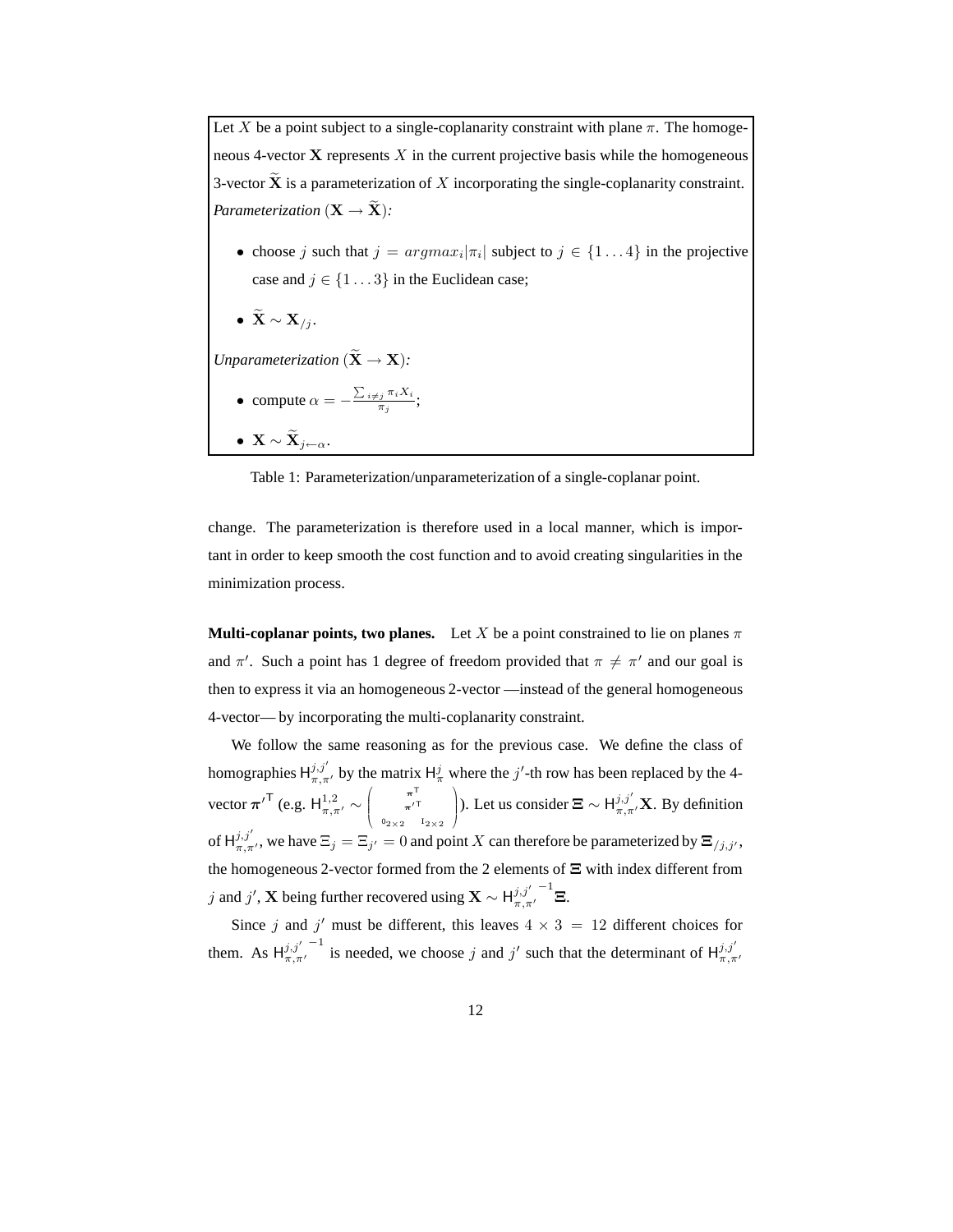Let $X$ be a point subject to a single-coplanarity constraint with plane $\pi$. The homogeneous 4-vector $\mathbf{X}$ represents $X$ in the current projective basis while the homogeneous 3-vector $\widetilde{\mathbf{X}}$ is a parameterization of $X$ incorporating the single-coplanarity constraint.

*Parameterization* ($\mathbf{X} \rightarrow \widetilde{\mathbf{X}}$)*:*

- choose $j$ such that $j = argmax_i |\pi_i|$ subject to $j \in \{1 \dots 4\}$ in the projective case and $j \in \{1 \dots 3\}$ in the Euclidean case;
- $\widetilde{\mathbf{X}} \sim \mathbf{X}_{/j}$.

*Unparameterization* ($\widetilde{\mathbf{X}} \rightarrow \mathbf{X}$)*:*

- compute $\alpha = -\frac{\sum_{i \neq j} \pi_i X_i}{\pi_j}$;
- $\mathbf{X} \sim \widetilde{\mathbf{X}}_{j \leftarrow \alpha}$.

Table 1: Parameterization/unparameterization of a single-coplanar point.

change. The parameterization is therefore used in a local manner, which is important in order to keep smooth the cost function and to avoid creating singularities in the minimization process.

**Multi-coplanar points, two planes.** Let $X$ be a point constrained to lie on planes $\pi$ and $\pi'$. Such a point has 1 degree of freedom provided that $\pi \neq \pi'$ and our goal is then to express it via an homogeneous 2-vector —instead of the general homogeneous 4-vector— by incorporating the multi-coplanarity constraint.

We follow the same reasoning as for the previous case. We define the class of homographies $\mathsf{H}^{j,j'}_{\pi,\pi'}$ by the matrix $\mathsf{H}^{j}_{\pi}$ where the $j'$-th row has been replaced by the 4-vector $\boldsymbol{\pi}'^{\mathsf{T}}$ (e.g. $\mathsf{H}^{1,2}_{\pi,\pi'} \sim \begin{pmatrix} \boldsymbol{\pi}^{\mathsf{T}} \\ \boldsymbol{\pi}'^{\mathsf{T}} \\ 0_{2\times 2} \quad \mathrm{I}_{2\times 2} \end{pmatrix}$). Let us consider $\boldsymbol{\Xi} \sim \mathsf{H}^{j,j'}_{\pi,\pi'}\mathbf{X}$. By definition of $\mathsf{H}^{j,j'}_{\pi,\pi'}$, we have $\Xi_j = \Xi_{j'} = 0$ and point $X$ can therefore be parameterized by $\boldsymbol{\Xi}_{/j,j'}$, the homogeneous 2-vector formed from the 2 elements of $\boldsymbol{\Xi}$ with index different from $j$ and $j'$, $\mathbf{X}$ being further recovered using $\mathbf{X} \sim \mathsf{H}^{j,j'\,-1}_{\pi,\pi'}\boldsymbol{\Xi}$.

Since $j$ and $j'$ must be different, this leaves $4 \times 3 = 12$ different choices for them. As $\mathsf{H}^{j,j'\,-1}_{\pi,\pi'}$ is needed, we choose $j$ and $j'$ such that the determinant of $\mathsf{H}^{j,j'}_{\pi,\pi'}$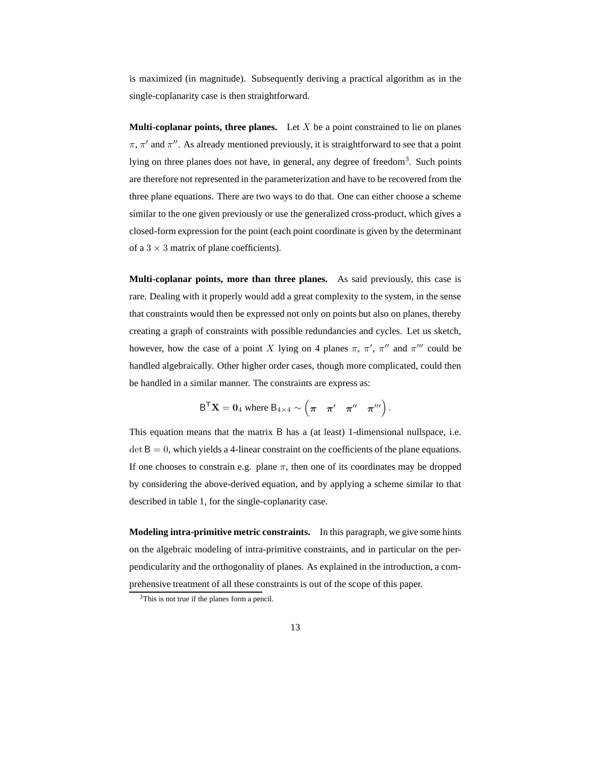is maximized (in magnitude). Subsequently deriving a practical algorithm as in the single-coplanarity case is then straightforward.

**Multi-coplanar points, three planes.** Let $X$ be a point constrained to lie on planes $\pi$, $\pi'$ and $\pi''$. As already mentioned previously, it is straightforward to see that a point lying on three planes does not have, in general, any degree of freedom[3]. Such points are therefore not represented in the parameterization and have to be recovered from the three plane equations. There are two ways to do that. One can either choose a scheme similar to the one given previously or use the generalized cross-product, which gives a closed-form expression for the point (each point coordinate is given by the determinant of a $3 \times 3$ matrix of plane coefficients).

**Multi-coplanar points, more than three planes.** As said previously, this case is rare. Dealing with it properly would add a great complexity to the system, in the sense that constraints would then be expressed not only on points but also on planes, thereby creating a graph of constraints with possible redundancies and cycles. Let us sketch, however, how the case of a point $X$ lying on 4 planes $\pi$, $\pi'$, $\pi''$ and $\pi'''$ could be handled algebraically. Other higher order cases, though more complicated, could then be handled in a similar manner. The constraints are express as:

$$\mathsf{B}^\mathsf{T}\mathbf{X} = \mathbf{0}_4 \text{ where } \mathsf{B}_{4\times 4} \sim \begin{pmatrix} \boldsymbol{\pi} & \boldsymbol{\pi}' & \boldsymbol{\pi}'' & \boldsymbol{\pi}''' \end{pmatrix}.$$

This equation means that the matrix $\mathsf{B}$ has a (at least) 1-dimensional nullspace, i.e. $\det \mathsf{B} = 0$, which yields a 4-linear constraint on the coefficients of the plane equations. If one chooses to constrain e.g. plane $\pi$, then one of its coordinates may be dropped by considering the above-derived equation, and by applying a scheme similar to that described in table 1, for the single-coplanarity case.

**Modeling intra-primitive metric constraints.** In this paragraph, we give some hints on the algebraic modeling of intra-primitive constraints, and in particular on the perpendicularity and the orthogonality of planes. As explained in the introduction, a comprehensive treatment of all these constraints is out of the scope of this paper.

[3] This is not true if the planes form a pencil.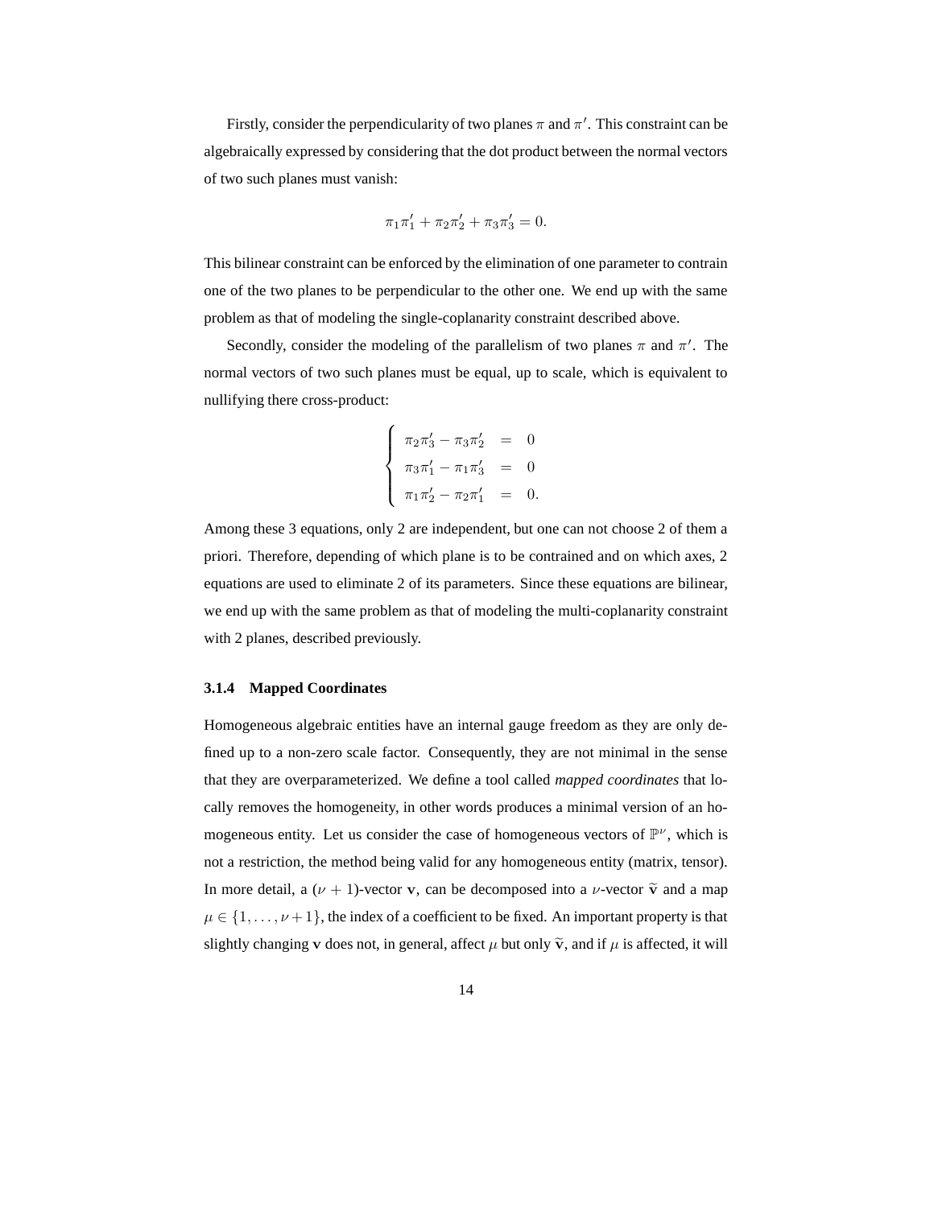Firstly, consider the perpendicularity of two planes $\pi$ and $\pi'$. This constraint can be algebraically expressed by considering that the dot product between the normal vectors of two such planes must vanish:

$$\pi_1\pi'_1 + \pi_2\pi'_2 + \pi_3\pi'_3 = 0.$$

This bilinear constraint can be enforced by the elimination of one parameter to contrain one of the two planes to be perpendicular to the other one. We end up with the same problem as that of modeling the single-coplanarity constraint described above.

Secondly, consider the modeling of the parallelism of two planes $\pi$ and $\pi'$. The normal vectors of two such planes must be equal, up to scale, which is equivalent to nullifying there cross-product:

$$\begin{cases} \pi_2\pi'_3 - \pi_3\pi'_2 &= 0 \\ \pi_3\pi'_1 - \pi_1\pi'_3 &= 0 \\ \pi_1\pi'_2 - \pi_2\pi'_1 &= 0. \end{cases}$$

Among these 3 equations, only 2 are independent, but one can not choose 2 of them a priori. Therefore, depending of which plane is to be contrained and on which axes, 2 equations are used to eliminate 2 of its parameters. Since these equations are bilinear, we end up with the same problem as that of modeling the multi-coplanarity constraint with 2 planes, described previously.

### 3.1.4 Mapped Coordinates

Homogeneous algebraic entities have an internal gauge freedom as they are only defined up to a non-zero scale factor. Consequently, they are not minimal in the sense that they are overparameterized. We define a tool called *mapped coordinates* that locally removes the homogeneity, in other words produces a minimal version of an homogeneous entity. Let us consider the case of homogeneous vectors of $\mathbb{P}^\nu$, which is not a restriction, the method being valid for any homogeneous entity (matrix, tensor). In more detail, a $(\nu + 1)$-vector $\mathbf{v}$, can be decomposed into a $\nu$-vector $\widetilde{\mathbf{v}}$ and a map $\mu \in \{1, \ldots, \nu+1\}$, the index of a coefficient to be fixed. An important property is that slightly changing $\mathbf{v}$ does not, in general, affect $\mu$ but only $\widetilde{\mathbf{v}}$, and if $\mu$ is affected, it will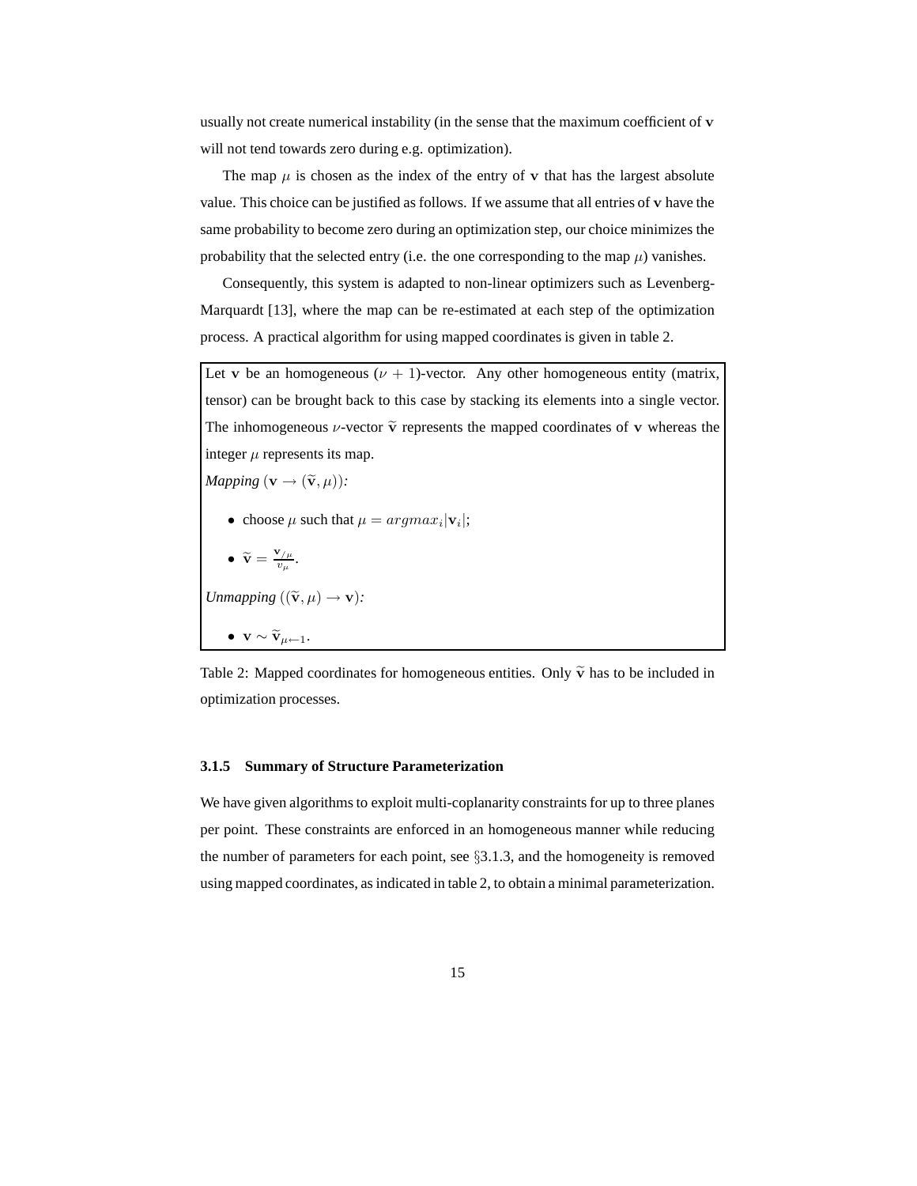usually not create numerical instability (in the sense that the maximum coefficient of $\mathbf{v}$ will not tend towards zero during e.g. optimization).

The map $\mu$ is chosen as the index of the entry of $\mathbf{v}$ that has the largest absolute value. This choice can be justified as follows. If we assume that all entries of $\mathbf{v}$ have the same probability to become zero during an optimization step, our choice minimizes the probability that the selected entry (i.e. the one corresponding to the map $\mu$) vanishes.

Consequently, this system is adapted to non-linear optimizers such as Levenberg-Marquardt [13], where the map can be re-estimated at each step of the optimization process. A practical algorithm for using mapped coordinates is given in table 2.

> Let $\mathbf{v}$ be an homogeneous $(\nu + 1)$-vector. Any other homogeneous entity (matrix, tensor) can be brought back to this case by stacking its elements into a single vector. The inhomogeneous $\nu$-vector $\widetilde{\mathbf{v}}$ represents the mapped coordinates of $\mathbf{v}$ whereas the integer $\mu$ represents its map.
>
> *Mapping* $(\mathbf{v} \rightarrow (\widetilde{\mathbf{v}}, \mu))$*:*
>
> - choose $\mu$ such that $\mu = argmax_i |\mathbf{v}_i|$;
> - $\widetilde{\mathbf{v}} = \frac{\mathbf{v}_{/\mu}}{v_\mu}$.
>
> *Unmapping* $((\widetilde{\mathbf{v}}, \mu) \rightarrow \mathbf{v})$*:*
>
> - $\mathbf{v} \sim \widetilde{\mathbf{v}}_{\mu \leftarrow 1}$.

Table 2: Mapped coordinates for homogeneous entities. Only $\widetilde{\mathbf{v}}$ has to be included in optimization processes.

#### 3.1.5 Summary of Structure Parameterization

We have given algorithms to exploit multi-coplanarity constraints for up to three planes per point. These constraints are enforced in an homogeneous manner while reducing the number of parameters for each point, see §3.1.3, and the homogeneity is removed using mapped coordinates, as indicated in table 2, to obtain a minimal parameterization.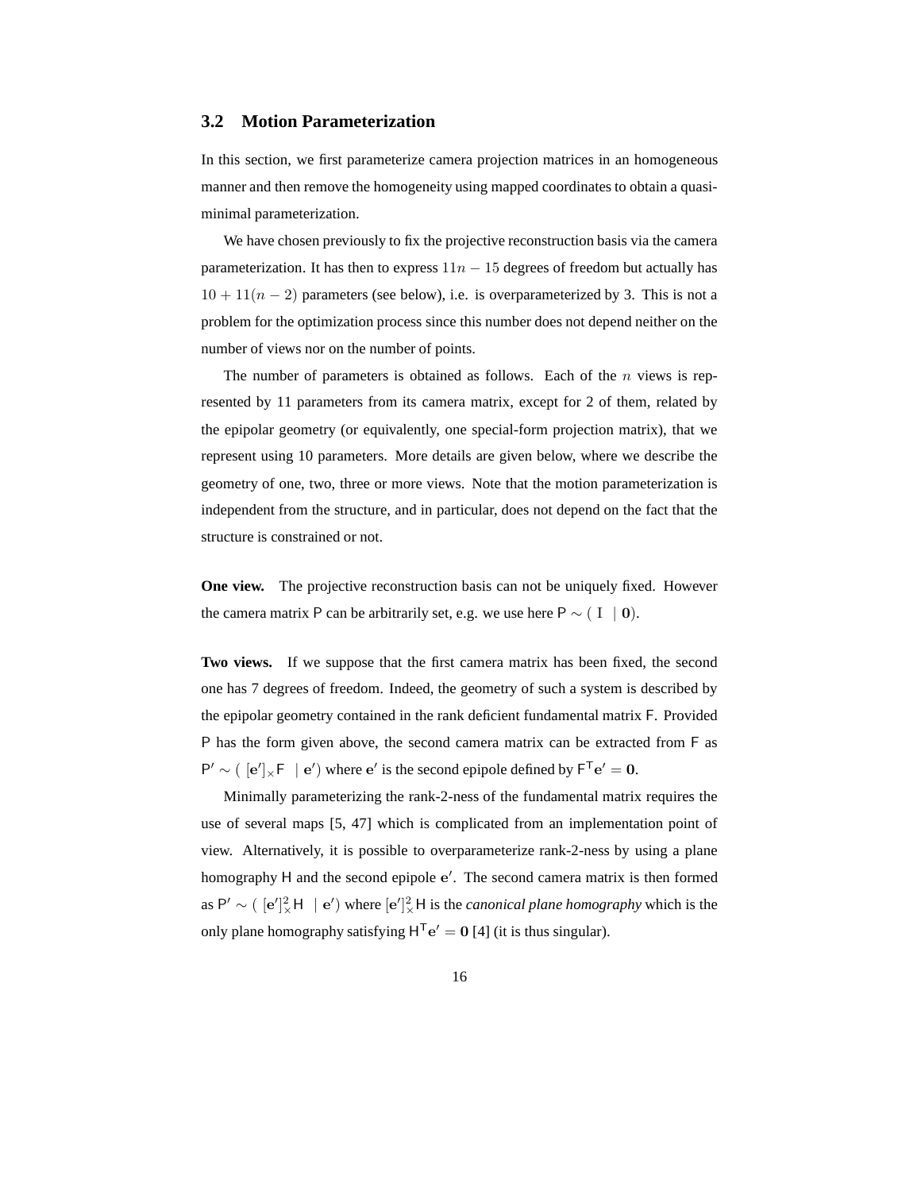### 3.2 Motion Parameterization

In this section, we first parameterize camera projection matrices in an homogeneous manner and then remove the homogeneity using mapped coordinates to obtain a quasi-minimal parameterization.

We have chosen previously to fix the projective reconstruction basis via the camera parameterization. It has then to express $11n - 15$ degrees of freedom but actually has $10 + 11(n - 2)$ parameters (see below), i.e. is overparameterized by 3. This is not a problem for the optimization process since this number does not depend neither on the number of views nor on the number of points.

The number of parameters is obtained as follows. Each of the $n$ views is represented by 11 parameters from its camera matrix, except for 2 of them, related by the epipolar geometry (or equivalently, one special-form projection matrix), that we represent using 10 parameters. More details are given below, where we describe the geometry of one, two, three or more views. Note that the motion parameterization is independent from the structure, and in particular, does not depend on the fact that the structure is constrained or not.

**One view.** The projective reconstruction basis can not be uniquely fixed. However the camera matrix $\mathsf{P}$ can be arbitrarily set, e.g. we use here $\mathsf{P} \sim (\ \mathrm{I}\ \ |\ \mathbf{0})$.

**Two views.** If we suppose that the first camera matrix has been fixed, the second one has 7 degrees of freedom. Indeed, the geometry of such a system is described by the epipolar geometry contained in the rank deficient fundamental matrix $\mathsf{F}$. Provided $\mathsf{P}$ has the form given above, the second camera matrix can be extracted from $\mathsf{F}$ as $\mathsf{P}' \sim (\ [\mathbf{e}']_\times \mathsf{F}\ \ |\ \mathbf{e}')$ where $\mathbf{e}'$ is the second epipole defined by $\mathsf{F}^\mathsf{T}\mathbf{e}' = \mathbf{0}$.

Minimally parameterizing the rank-2-ness of the fundamental matrix requires the use of several maps [5, 47] which is complicated from an implementation point of view. Alternatively, it is possible to overparameterize rank-2-ness by using a plane homography $\mathsf{H}$ and the second epipole $\mathbf{e}'$. The second camera matrix is then formed as $\mathsf{P}' \sim (\ [\mathbf{e}']_\times^2 \mathsf{H}\ \ |\ \mathbf{e}')$ where $[\mathbf{e}']_\times^2 \mathsf{H}$ is the *canonical plane homography* which is the only plane homography satisfying $\mathsf{H}^\mathsf{T}\mathbf{e}' = \mathbf{0}$ [4] (it is thus singular).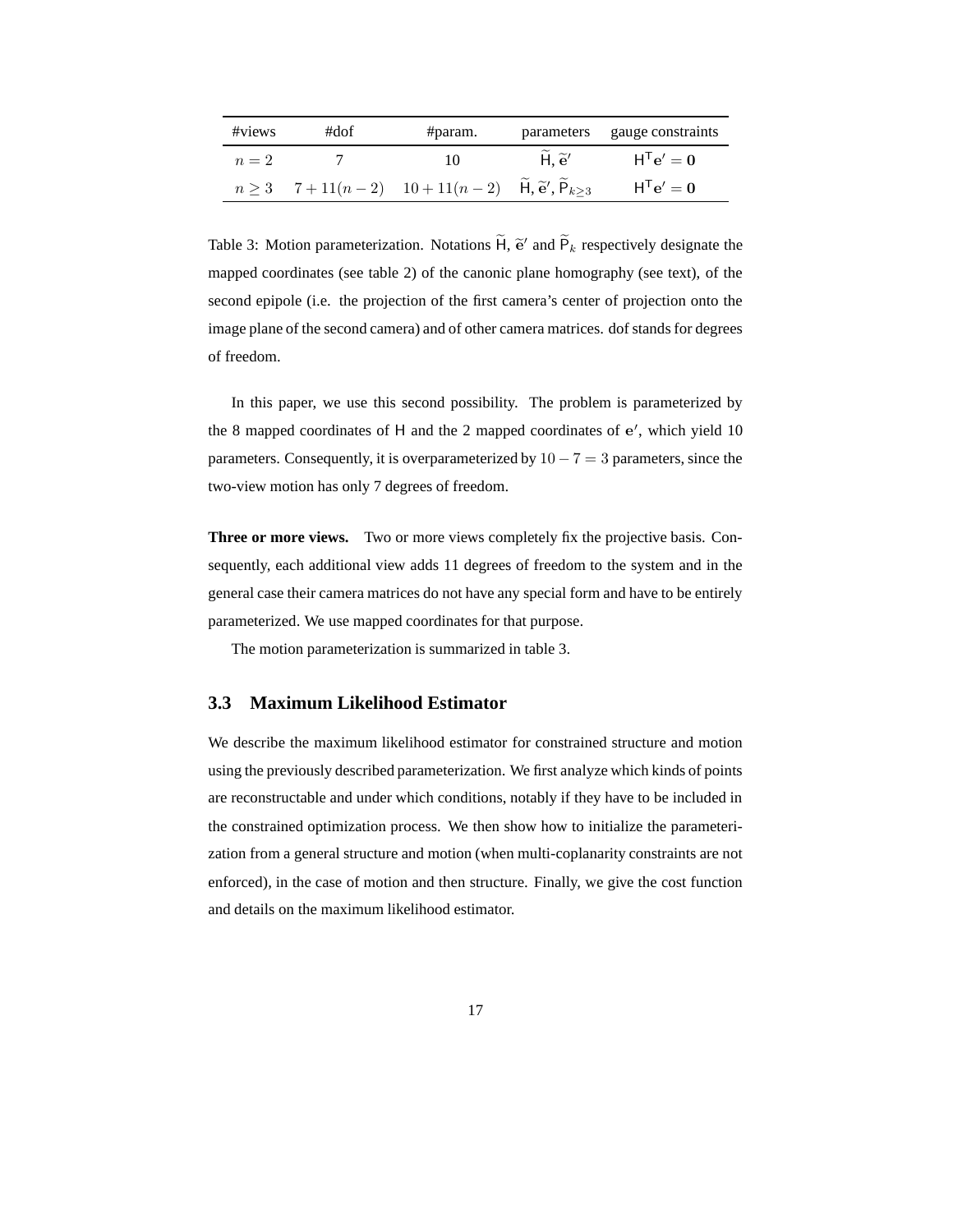| #views | #dof | #param. | parameters | gauge constraints |
| --- | --- | --- | --- | --- |
| $n = 2$ | 7 | 10 | $\widetilde{\mathsf{H}}$, $\widetilde{\mathbf{e}}'$ | $\mathsf{H}^\mathsf{T}\mathbf{e}' = \mathbf{0}$ |
| $n \geq 3$ | $7 + 11(n-2)$ | $10 + 11(n-2)$ | $\widetilde{\mathsf{H}}$, $\widetilde{\mathbf{e}}'$, $\widetilde{\mathsf{P}}_{k\geq 3}$ | $\mathsf{H}^\mathsf{T}\mathbf{e}' = \mathbf{0}$ |

Table 3: Motion parameterization. Notations $\widetilde{\mathsf{H}}$, $\widetilde{\mathrm{e}}'$ and $\widetilde{\mathsf{P}}_k$ respectively designate the mapped coordinates (see table 2) of the canonic plane homography (see text), of the second epipole (i.e. the projection of the first camera's center of projection onto the image plane of the second camera) and of other camera matrices. dof stands for degrees of freedom.

In this paper, we use this second possibility. The problem is parameterized by the 8 mapped coordinates of $\mathsf{H}$ and the 2 mapped coordinates of $\mathbf{e}'$, which yield 10 parameters. Consequently, it is overparameterized by $10 - 7 = 3$ parameters, since the two-view motion has only 7 degrees of freedom.

**Three or more views.** Two or more views completely fix the projective basis. Consequently, each additional view adds 11 degrees of freedom to the system and in the general case their camera matrices do not have any special form and have to be entirely parameterized. We use mapped coordinates for that purpose.

The motion parameterization is summarized in table 3.

## 3.3 Maximum Likelihood Estimator

We describe the maximum likelihood estimator for constrained structure and motion using the previously described parameterization. We first analyze which kinds of points are reconstructable and under which conditions, notably if they have to be included in the constrained optimization process. We then show how to initialize the parameterization from a general structure and motion (when multi-coplanarity constraints are not enforced), in the case of motion and then structure. Finally, we give the cost function and details on the maximum likelihood estimator.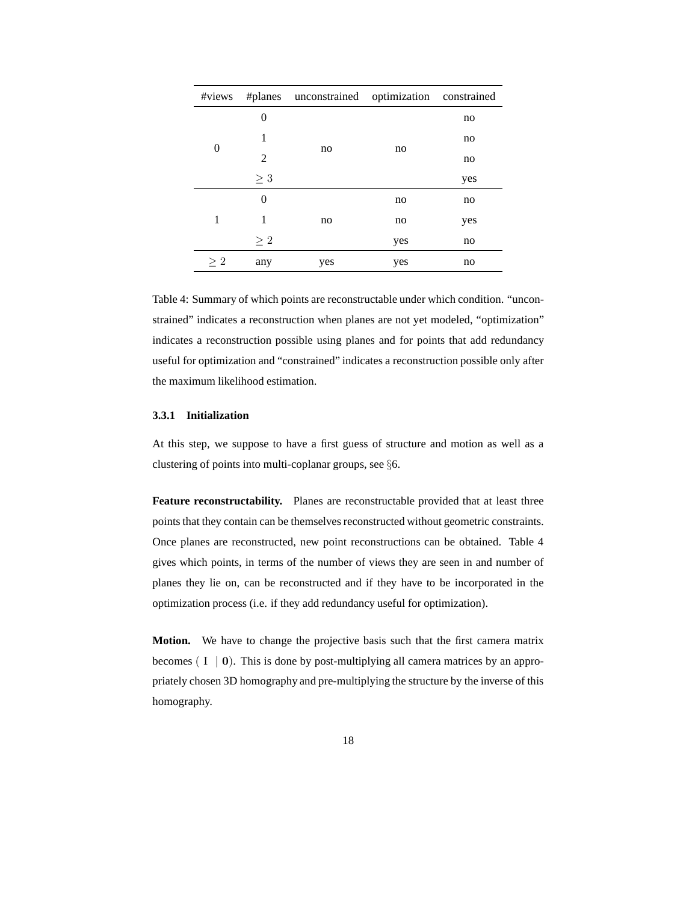| #views | #planes | unconstrained | optimization | constrained |
|---|---|---|---|---|
| 0 | 0 | no | no | no |
| | 1 | | | no |
| | 2 | | | no |
| | $\geq 3$ | | | yes |
| 1 | 0 | no | no | no |
| | 1 | | no | yes |
| | $\geq 2$ | | yes | no |
| $\geq 2$ | any | yes | yes | no |

Table 4: Summary of which points are reconstructable under which condition. "unconstrained" indicates a reconstruction when planes are not yet modeled, "optimization" indicates a reconstruction possible using planes and for points that add redundancy useful for optimization and "constrained" indicates a reconstruction possible only after the maximum likelihood estimation.

#### 3.3.1 Initialization

At this step, we suppose to have a first guess of structure and motion as well as a clustering of points into multi-coplanar groups, see §6.

**Feature reconstructability.** Planes are reconstructable provided that at least three points that they contain can be themselves reconstructed without geometric constraints. Once planes are reconstructed, new point reconstructions can be obtained. Table 4 gives which points, in terms of the number of views they are seen in and number of planes they lie on, can be reconstructed and if they have to be incorporated in the optimization process (i.e. if they add redundancy useful for optimization).

**Motion.** We have to change the projective basis such that the first camera matrix becomes $(\mathrm{I} \mid \mathbf{0})$. This is done by post-multiplying all camera matrices by an appropriately chosen 3D homography and pre-multiplying the structure by the inverse of this homography.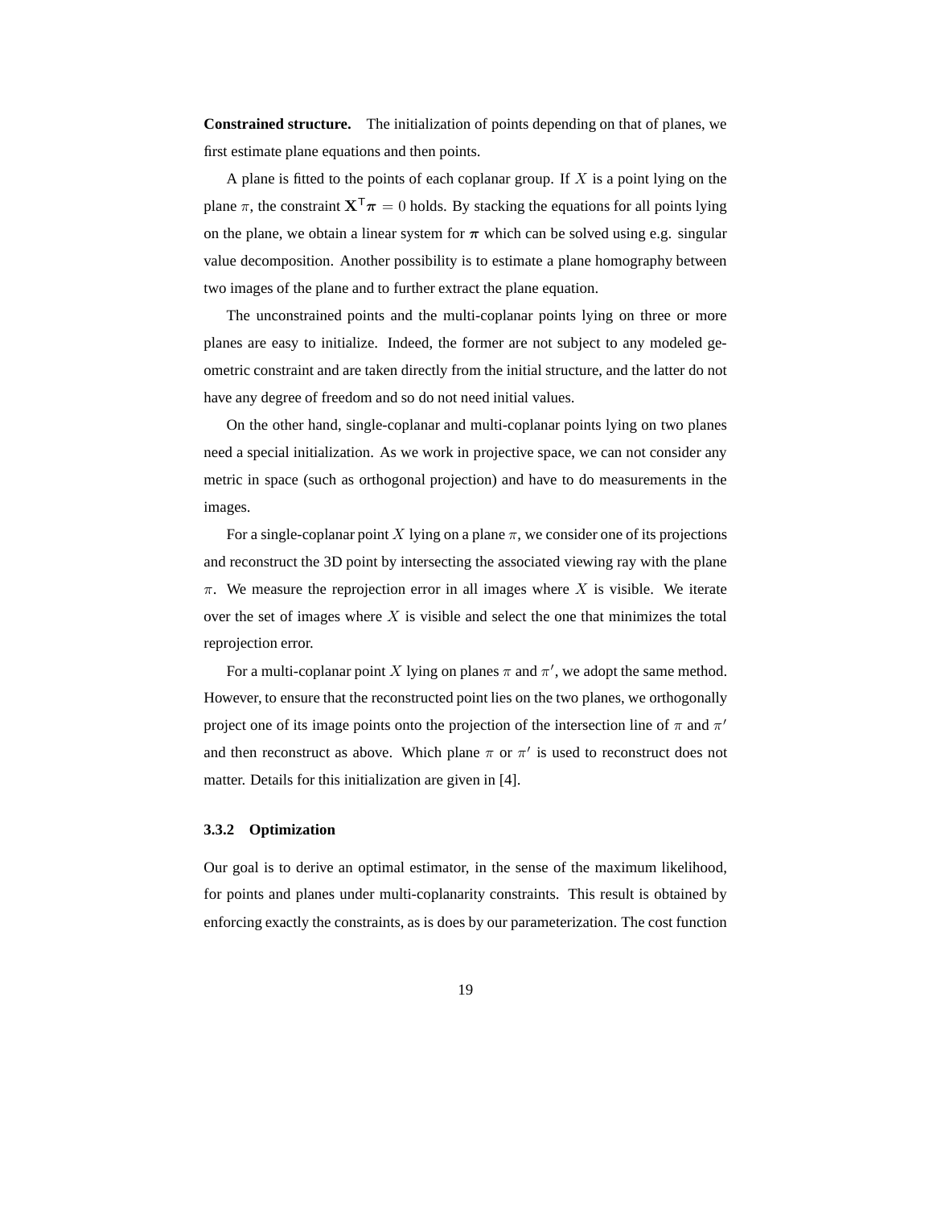**Constrained structure.** The initialization of points depending on that of planes, we first estimate plane equations and then points.

A plane is fitted to the points of each coplanar group. If $X$ is a point lying on the plane $\pi$, the constraint $\mathbf{X}^{\mathsf{T}}\boldsymbol{\pi} = 0$ holds. By stacking the equations for all points lying on the plane, we obtain a linear system for $\boldsymbol{\pi}$ which can be solved using e.g. singular value decomposition. Another possibility is to estimate a plane homography between two images of the plane and to further extract the plane equation.

The unconstrained points and the multi-coplanar points lying on three or more planes are easy to initialize. Indeed, the former are not subject to any modeled geometric constraint and are taken directly from the initial structure, and the latter do not have any degree of freedom and so do not need initial values.

On the other hand, single-coplanar and multi-coplanar points lying on two planes need a special initialization. As we work in projective space, we can not consider any metric in space (such as orthogonal projection) and have to do measurements in the images.

For a single-coplanar point $X$ lying on a plane $\pi$, we consider one of its projections and reconstruct the 3D point by intersecting the associated viewing ray with the plane $\pi$. We measure the reprojection error in all images where $X$ is visible. We iterate over the set of images where $X$ is visible and select the one that minimizes the total reprojection error.

For a multi-coplanar point $X$ lying on planes $\pi$ and $\pi'$, we adopt the same method. However, to ensure that the reconstructed point lies on the two planes, we orthogonally project one of its image points onto the projection of the intersection line of $\pi$ and $\pi'$ and then reconstruct as above. Which plane $\pi$ or $\pi'$ is used to reconstruct does not matter. Details for this initialization are given in [4].

### 3.3.2 Optimization

Our goal is to derive an optimal estimator, in the sense of the maximum likelihood, for points and planes under multi-coplanarity constraints. This result is obtained by enforcing exactly the constraints, as is does by our parameterization. The cost function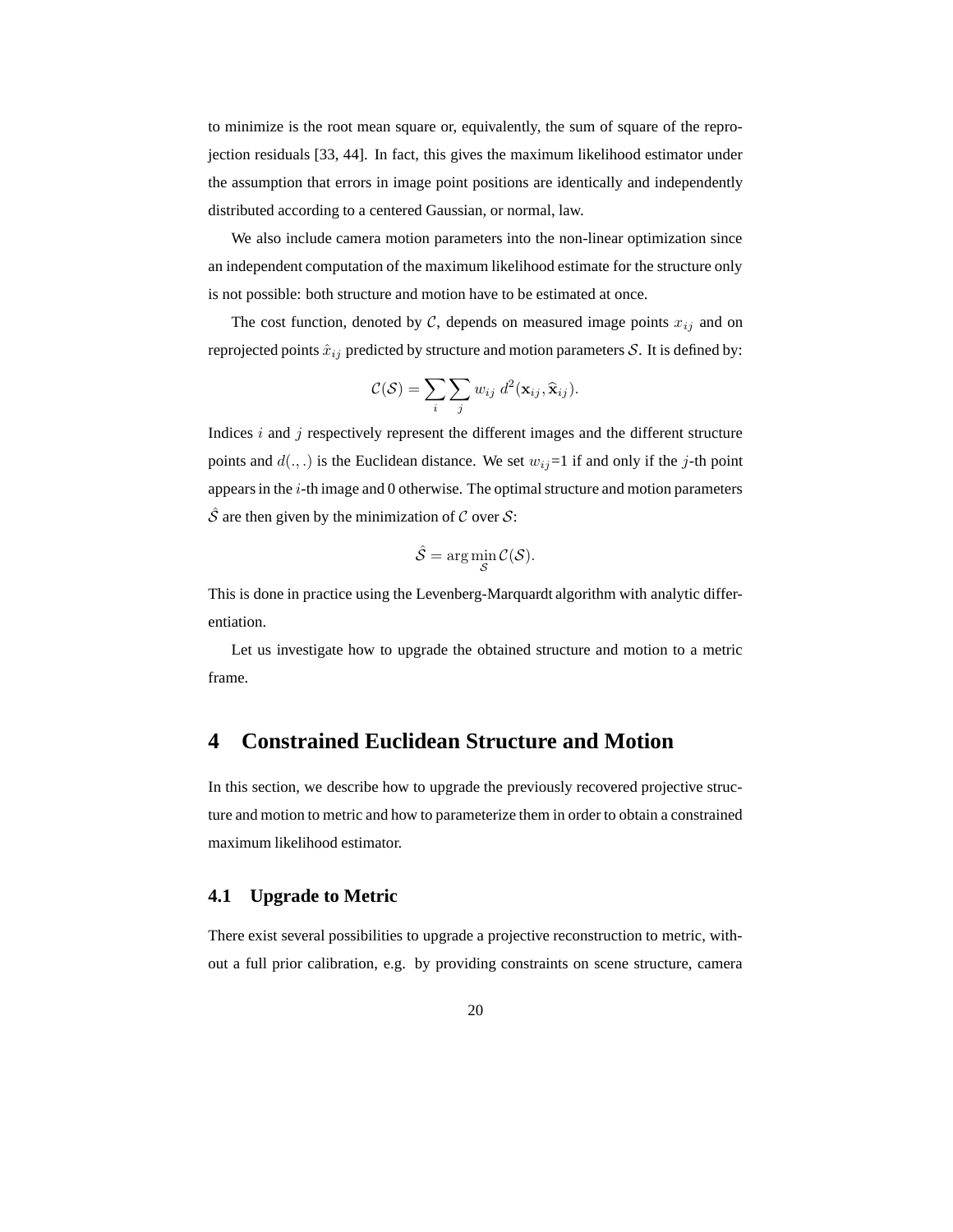to minimize is the root mean square or, equivalently, the sum of square of the reprojection residuals [33, 44]. In fact, this gives the maximum likelihood estimator under the assumption that errors in image point positions are identically and independently distributed according to a centered Gaussian, or normal, law.

We also include camera motion parameters into the non-linear optimization since an independent computation of the maximum likelihood estimate for the structure only is not possible: both structure and motion have to be estimated at once.

The cost function, denoted by $\mathcal{C}$, depends on measured image points $x_{ij}$ and on reprojected points $\hat{x}_{ij}$ predicted by structure and motion parameters $\mathcal{S}$. It is defined by:

$$\mathcal{C}(\mathcal{S}) = \sum_i \sum_j w_{ij} \; d^2(\mathbf{x}_{ij}, \widehat{\mathbf{x}}_{ij}).$$

Indices $i$ and $j$ respectively represent the different images and the different structure points and $d(.,.)$ is the Euclidean distance. We set $w_{ij}$=1 if and only if the $j$-th point appears in the $i$-th image and 0 otherwise. The optimal structure and motion parameters $\hat{\mathcal{S}}$ are then given by the minimization of $\mathcal{C}$ over $\mathcal{S}$:

$$\hat{\mathcal{S}} = \arg\min_{\mathcal{S}} \mathcal{C}(\mathcal{S}).$$

This is done in practice using the Levenberg-Marquardt algorithm with analytic differentiation.

Let us investigate how to upgrade the obtained structure and motion to a metric frame.

# 4 Constrained Euclidean Structure and Motion

In this section, we describe how to upgrade the previously recovered projective structure and motion to metric and how to parameterize them in order to obtain a constrained maximum likelihood estimator.

## 4.1 Upgrade to Metric

There exist several possibilities to upgrade a projective reconstruction to metric, without a full prior calibration, e.g. by providing constraints on scene structure, camera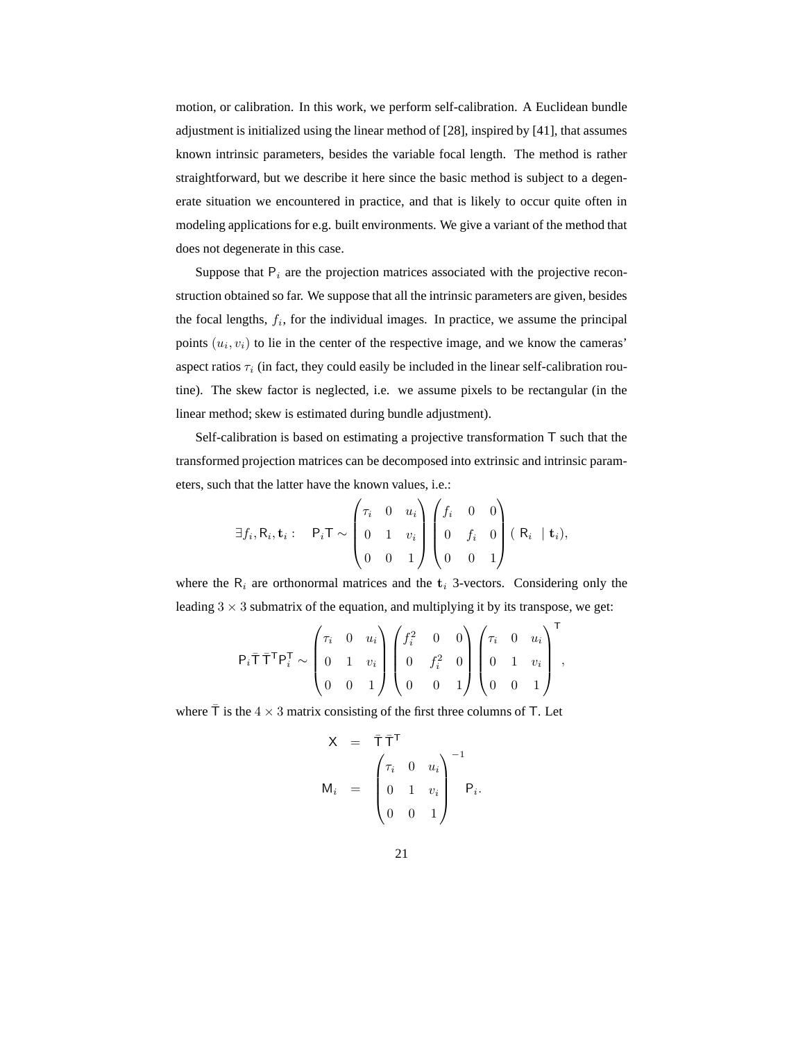motion, or calibration. In this work, we perform self-calibration. A Euclidean bundle adjustment is initialized using the linear method of [28], inspired by [41], that assumes known intrinsic parameters, besides the variable focal length. The method is rather straightforward, but we describe it here since the basic method is subject to a degenerate situation we encountered in practice, and that is likely to occur quite often in modeling applications for e.g. built environments. We give a variant of the method that does not degenerate in this case.

Suppose that $\mathsf{P}_i$ are the projection matrices associated with the projective reconstruction obtained so far. We suppose that all the intrinsic parameters are given, besides the focal lengths, $f_i$, for the individual images. In practice, we assume the principal points $(u_i, v_i)$ to lie in the center of the respective image, and we know the cameras' aspect ratios $\tau_i$ (in fact, they could easily be included in the linear self-calibration routine). The skew factor is neglected, i.e. we assume pixels to be rectangular (in the linear method; skew is estimated during bundle adjustment).

Self-calibration is based on estimating a projective transformation $\mathsf{T}$ such that the transformed projection matrices can be decomposed into extrinsic and intrinsic parameters, such that the latter have the known values, i.e.:

$$\exists f_i, \mathsf{R}_i, \mathbf{t}_i : \quad \mathsf{P}_i \mathsf{T} \sim \begin{pmatrix} \tau_i & 0 & u_i \\ 0 & 1 & v_i \\ 0 & 0 & 1 \end{pmatrix} \begin{pmatrix} f_i & 0 & 0 \\ 0 & f_i & 0 \\ 0 & 0 & 1 \end{pmatrix} \left( \mathsf{R}_i \;\; | \; \mathbf{t}_i \right),$$

where the $\mathsf{R}_i$ are orthonormal matrices and the $\mathbf{t}_i$ 3-vectors. Considering only the leading $3 \times 3$ submatrix of the equation, and multiplying it by its transpose, we get:

$$\mathsf{P}_i \bar{\mathsf{T}} \, \bar{\mathsf{T}}^{\mathsf{T}} \mathsf{P}_i^{\mathsf{T}} \sim \begin{pmatrix} \tau_i & 0 & u_i \\ 0 & 1 & v_i \\ 0 & 0 & 1 \end{pmatrix} \begin{pmatrix} f_i^2 & 0 & 0 \\ 0 & f_i^2 & 0 \\ 0 & 0 & 1 \end{pmatrix} \begin{pmatrix} \tau_i & 0 & u_i \\ 0 & 1 & v_i \\ 0 & 0 & 1 \end{pmatrix}^{\mathsf{T}},$$

where $\bar{\mathsf{T}}$ is the $4 \times 3$ matrix consisting of the first three columns of $\mathsf{T}$. Let

$$\begin{aligned} \mathsf{X} &= \bar{\mathsf{T}} \, \bar{\mathsf{T}}^{\mathsf{T}} \\ \mathsf{M}_i &= \begin{pmatrix} \tau_i & 0 & u_i \\ 0 & 1 & v_i \\ 0 & 0 & 1 \end{pmatrix}^{-1} \mathsf{P}_i. \end{aligned}$$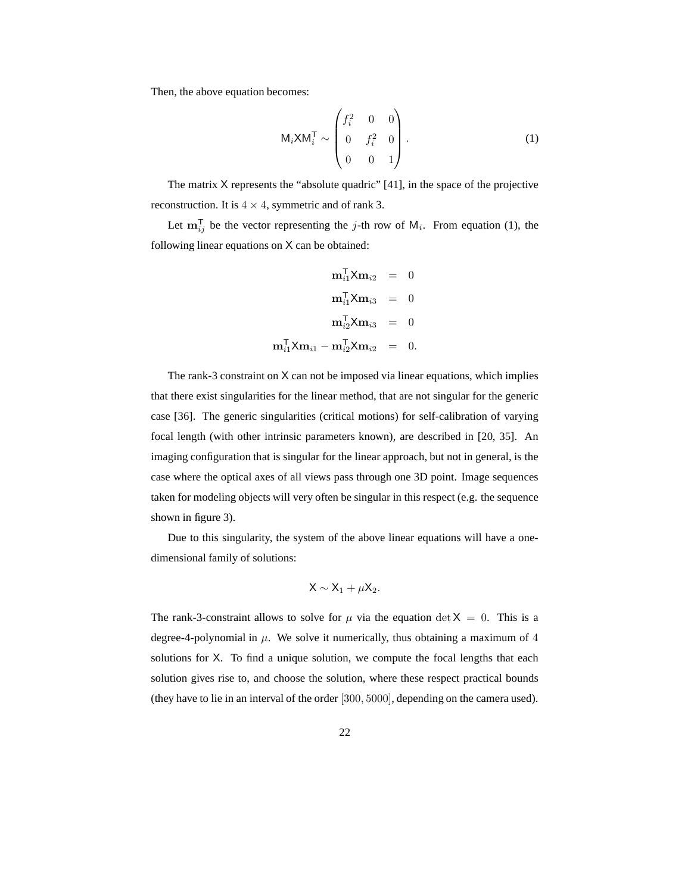Then, the above equation becomes:

$$\mathsf{M}_i \mathsf{X} \mathsf{M}_i^\mathsf{T} \sim \begin{pmatrix} f_i^2 & 0 & 0 \\ 0 & f_i^2 & 0 \\ 0 & 0 & 1 \end{pmatrix}. \tag{1}$$

The matrix $\mathsf{X}$ represents the "absolute quadric" [41], in the space of the projective reconstruction. It is $4 \times 4$, symmetric and of rank 3.

Let $\mathbf{m}_{ij}^\mathsf{T}$ be the vector representing the $j$-th row of $\mathsf{M}_i$. From equation (1), the following linear equations on $\mathsf{X}$ can be obtained:

$$\begin{aligned} \mathbf{m}_{i1}^\mathsf{T} \mathsf{X} \mathbf{m}_{i2} &= 0 \\ \mathbf{m}_{i1}^\mathsf{T} \mathsf{X} \mathbf{m}_{i3} &= 0 \\ \mathbf{m}_{i2}^\mathsf{T} \mathsf{X} \mathbf{m}_{i3} &= 0 \\ \mathbf{m}_{i1}^\mathsf{T} \mathsf{X} \mathbf{m}_{i1} - \mathbf{m}_{i2}^\mathsf{T} \mathsf{X} \mathbf{m}_{i2} &= 0. \end{aligned}$$

The rank-3 constraint on $\mathsf{X}$ can not be imposed via linear equations, which implies that there exist singularities for the linear method, that are not singular for the generic case [36]. The generic singularities (critical motions) for self-calibration of varying focal length (with other intrinsic parameters known), are described in [20, 35]. An imaging configuration that is singular for the linear approach, but not in general, is the case where the optical axes of all views pass through one 3D point. Image sequences taken for modeling objects will very often be singular in this respect (e.g. the sequence shown in figure 3).

Due to this singularity, the system of the above linear equations will have a one-dimensional family of solutions:

$$\mathsf{X} \sim \mathsf{X}_1 + \mu \mathsf{X}_2.$$

The rank-3-constraint allows to solve for $\mu$ via the equation $\det \mathsf{X} = 0$. This is a degree-4-polynomial in $\mu$. We solve it numerically, thus obtaining a maximum of $4$ solutions for $\mathsf{X}$. To find a unique solution, we compute the focal lengths that each solution gives rise to, and choose the solution, where these respect practical bounds (they have to lie in an interval of the order $[300, 5000]$, depending on the camera used).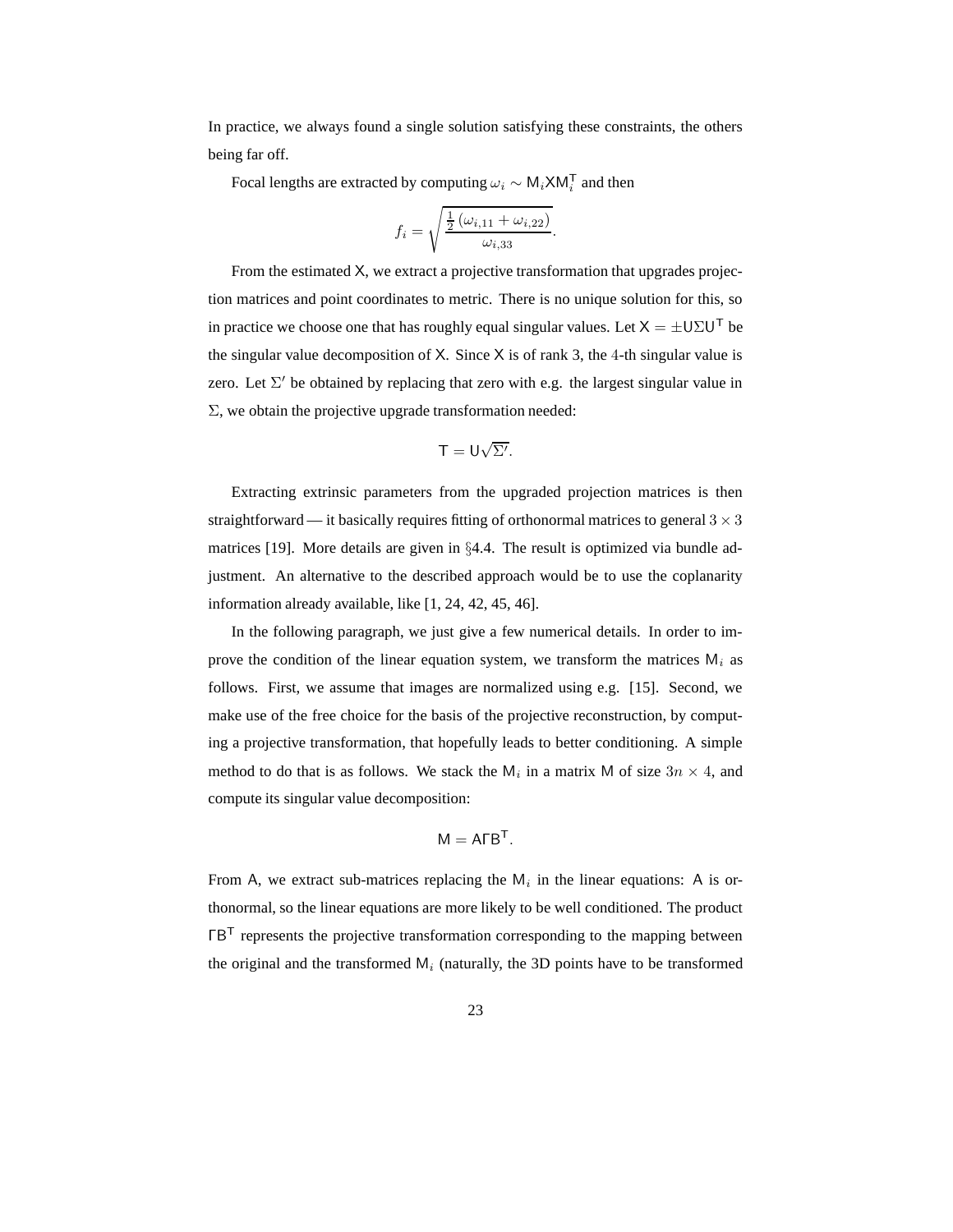In practice, we always found a single solution satisfying these constraints, the others being far off.

Focal lengths are extracted by computing $\omega_i \sim \mathsf{M}_i \mathsf{X} \mathsf{M}_i^\mathsf{T}$ and then

$$f_i = \sqrt{\frac{\frac{1}{2}\left(\omega_{i,11} + \omega_{i,22}\right)}{\omega_{i,33}}}.$$

From the estimated $\mathsf{X}$, we extract a projective transformation that upgrades projection matrices and point coordinates to metric. There is no unique solution for this, so in practice we choose one that has roughly equal singular values. Let $\mathsf{X} = \pm \mathsf{U} \Sigma \mathsf{U}^\mathsf{T}$ be the singular value decomposition of $\mathsf{X}$. Since $\mathsf{X}$ is of rank 3, the 4-th singular value is zero. Let $\Sigma'$ be obtained by replacing that zero with e.g. the largest singular value in $\Sigma$, we obtain the projective upgrade transformation needed:

$$\mathsf{T} = \mathsf{U}\sqrt{\Sigma'}.$$

Extracting extrinsic parameters from the upgraded projection matrices is then straightforward — it basically requires fitting of orthonormal matrices to general $3 \times 3$ matrices [19]. More details are given in §4.4. The result is optimized via bundle adjustment. An alternative to the described approach would be to use the coplanarity information already available, like [1, 24, 42, 45, 46].

In the following paragraph, we just give a few numerical details. In order to improve the condition of the linear equation system, we transform the matrices $\mathsf{M}_i$ as follows. First, we assume that images are normalized using e.g. [15]. Second, we make use of the free choice for the basis of the projective reconstruction, by computing a projective transformation, that hopefully leads to better conditioning. A simple method to do that is as follows. We stack the $\mathsf{M}_i$ in a matrix $\mathsf{M}$ of size $3n \times 4$, and compute its singular value decomposition:

$$\mathsf{M} = \mathsf{A} \Gamma \mathsf{B}^\mathsf{T}.$$

From $\mathsf{A}$, we extract sub-matrices replacing the $\mathsf{M}_i$ in the linear equations: $\mathsf{A}$ is orthonormal, so the linear equations are more likely to be well conditioned. The product $\Gamma \mathsf{B}^\mathsf{T}$ represents the projective transformation corresponding to the mapping between the original and the transformed $\mathsf{M}_i$ (naturally, the 3D points have to be transformed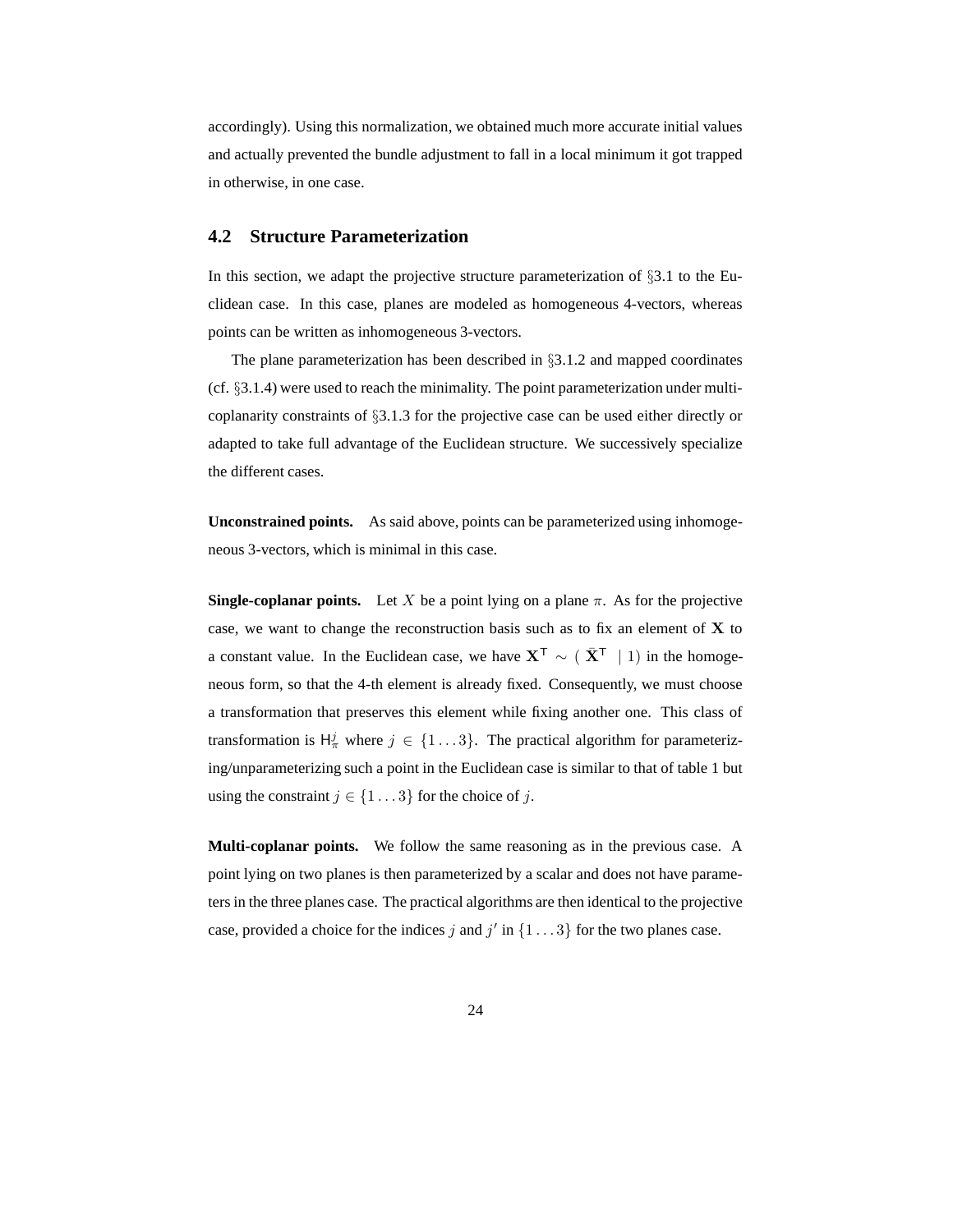accordingly). Using this normalization, we obtained much more accurate initial values and actually prevented the bundle adjustment to fall in a local minimum it got trapped in otherwise, in one case.

## 4.2 Structure Parameterization

In this section, we adapt the projective structure parameterization of §3.1 to the Euclidean case. In this case, planes are modeled as homogeneous 4-vectors, whereas points can be written as inhomogeneous 3-vectors.

The plane parameterization has been described in §3.1.2 and mapped coordinates (cf. §3.1.4) were used to reach the minimality. The point parameterization under multi-coplanarity constraints of §3.1.3 for the projective case can be used either directly or adapted to take full advantage of the Euclidean structure. We successively specialize the different cases.

**Unconstrained points.** As said above, points can be parameterized using inhomogeneous 3-vectors, which is minimal in this case.

**Single-coplanar points.** Let $X$ be a point lying on a plane $\pi$. As for the projective case, we want to change the reconstruction basis such as to fix an element of $\mathbf{X}$ to a constant value. In the Euclidean case, we have $\mathbf{X}^\mathsf{T} \sim (\ \bar{\mathbf{X}}^\mathsf{T} \ \mid 1)$ in the homogeneous form, so that the 4-th element is already fixed. Consequently, we must choose a transformation that preserves this element while fixing another one. This class of transformation is $\mathsf{H}_\pi^j$ where $j \in \{1 \ldots 3\}$. The practical algorithm for parameterizing/unparameterizing such a point in the Euclidean case is similar to that of table 1 but using the constraint $j \in \{1 \ldots 3\}$ for the choice of $j$.

**Multi-coplanar points.** We follow the same reasoning as in the previous case. A point lying on two planes is then parameterized by a scalar and does not have parameters in the three planes case. The practical algorithms are then identical to the projective case, provided a choice for the indices $j$ and $j'$ in $\{1 \ldots 3\}$ for the two planes case.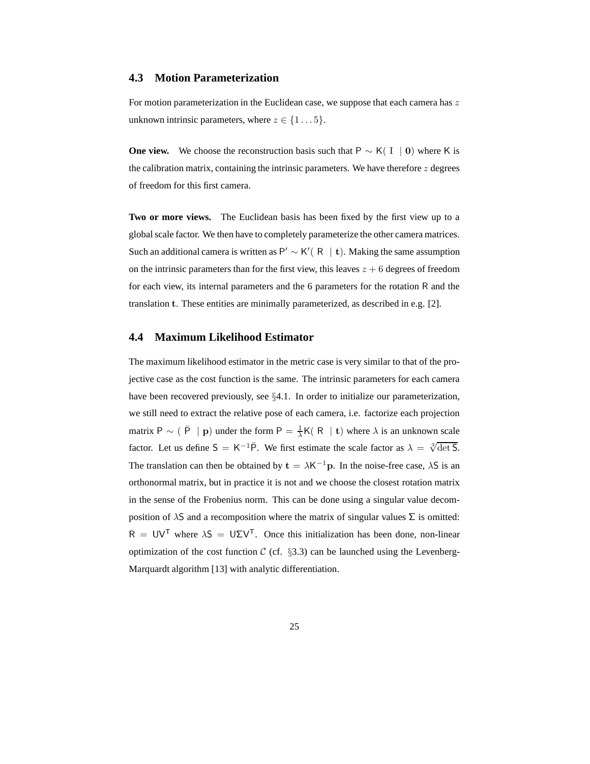## 4.3 Motion Parameterization

For motion parameterization in the Euclidean case, we suppose that each camera has $z$ unknown intrinsic parameters, where $z \in \{1 \dots 5\}$.

**One view.** We choose the reconstruction basis such that $\mathsf{P} \sim \mathsf{K}(\ \mathrm{I} \ \mid \mathbf{0})$ where $\mathsf{K}$ is the calibration matrix, containing the intrinsic parameters. We have therefore $z$ degrees of freedom for this first camera.

**Two or more views.** The Euclidean basis has been fixed by the first view up to a global scale factor. We then have to completely parameterize the other camera matrices. Such an additional camera is written as $\mathsf{P}' \sim \mathsf{K}'(\ \mathsf{R} \ \mid \mathbf{t})$. Making the same assumption on the intrinsic parameters than for the first view, this leaves $z + 6$ degrees of freedom for each view, its internal parameters and the 6 parameters for the rotation $\mathsf{R}$ and the translation $\mathbf{t}$. These entities are minimally parameterized, as described in e.g. [2].

## 4.4 Maximum Likelihood Estimator

The maximum likelihood estimator in the metric case is very similar to that of the projective case as the cost function is the same. The intrinsic parameters for each camera have been recovered previously, see §4.1. In order to initialize our parameterization, we still need to extract the relative pose of each camera, i.e. factorize each projection matrix $\mathsf{P} \sim (\ \bar{\mathsf{P}} \ \mid \mathbf{p})$ under the form $\mathsf{P} = \frac{1}{\lambda}\mathsf{K}(\ \mathsf{R} \ \mid \mathbf{t})$ where $\lambda$ is an unknown scale factor. Let us define $\mathsf{S} = \mathsf{K}^{-1}\bar{\mathsf{P}}$. We first estimate the scale factor as $\lambda = \sqrt[3]{\det \mathsf{S}}$. The translation can then be obtained by $\mathbf{t} = \lambda \mathsf{K}^{-1}\mathbf{p}$. In the noise-free case, $\lambda\mathsf{S}$ is an orthonormal matrix, but in practice it is not and we choose the closest rotation matrix in the sense of the Frobenius norm. This can be done using a singular value decomposition of $\lambda\mathsf{S}$ and a recomposition where the matrix of singular values $\Sigma$ is omitted: $\mathsf{R} = \mathsf{U}\mathsf{V}^\mathsf{T}$ where $\lambda\mathsf{S} = \mathsf{U}\Sigma\mathsf{V}^\mathsf{T}$. Once this initialization has been done, non-linear optimization of the cost function $\mathcal{C}$ (cf. §3.3) can be launched using the Levenberg-Marquardt algorithm [13] with analytic differentiation.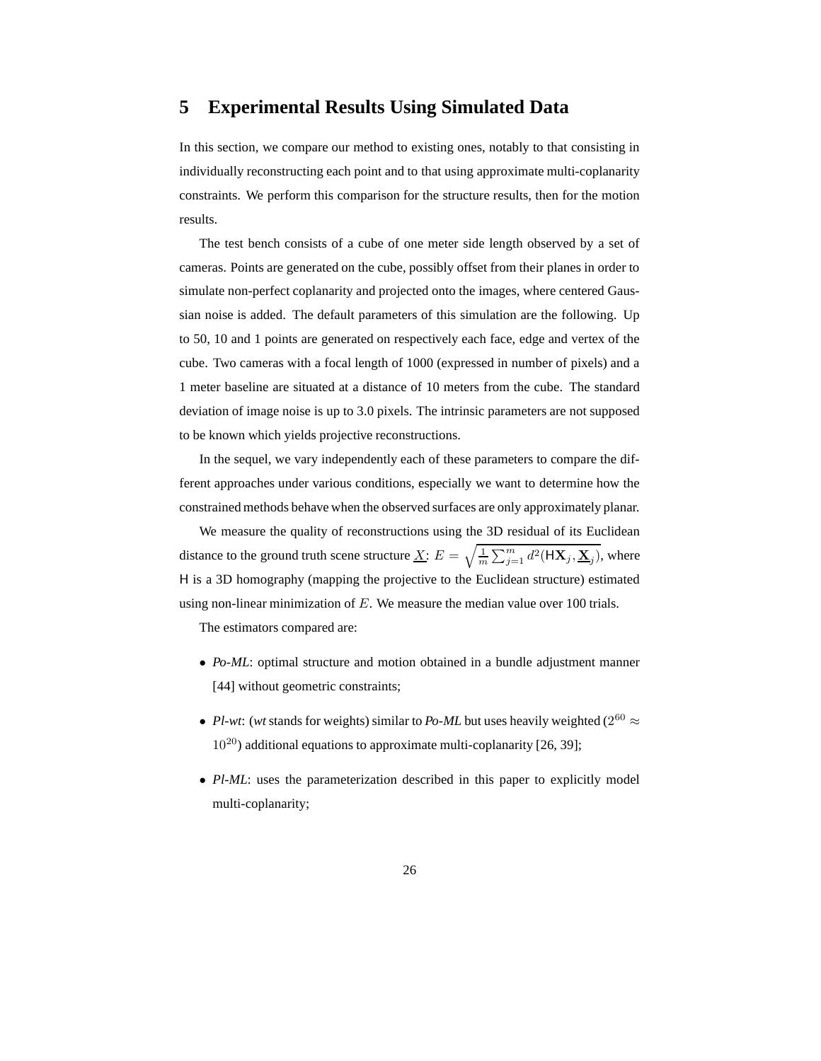# 5 Experimental Results Using Simulated Data

In this section, we compare our method to existing ones, notably to that consisting in individually reconstructing each point and to that using approximate multi-coplanarity constraints. We perform this comparison for the structure results, then for the motion results.

The test bench consists of a cube of one meter side length observed by a set of cameras. Points are generated on the cube, possibly offset from their planes in order to simulate non-perfect coplanarity and projected onto the images, where centered Gaussian noise is added. The default parameters of this simulation are the following. Up to 50, 10 and 1 points are generated on respectively each face, edge and vertex of the cube. Two cameras with a focal length of 1000 (expressed in number of pixels) and a 1 meter baseline are situated at a distance of 10 meters from the cube. The standard deviation of image noise is up to 3.0 pixels. The intrinsic parameters are not supposed to be known which yields projective reconstructions.

In the sequel, we vary independently each of these parameters to compare the different approaches under various conditions, especially we want to determine how the constrained methods behave when the observed surfaces are only approximately planar.

We measure the quality of reconstructions using the 3D residual of its Euclidean distance to the ground truth scene structure $\underline{X}$: $E = \sqrt{\frac{1}{m}\sum_{j=1}^{m} d^2(\mathsf{H}\mathbf{X}_j, \underline{\mathbf{X}}_j)}$, where $\mathsf{H}$ is a 3D homography (mapping the projective to the Euclidean structure) estimated using non-linear minimization of $E$. We measure the median value over 100 trials.

The estimators compared are:

- *Po-ML*: optimal structure and motion obtained in a bundle adjustment manner [44] without geometric constraints;
- *Pl-wt*: (*wt* stands for weights) similar to *Po-ML* but uses heavily weighted ($2^{60} \approx 10^{20}$) additional equations to approximate multi-coplanarity [26, 39];
- *Pl-ML*: uses the parameterization described in this paper to explicitly model multi-coplanarity;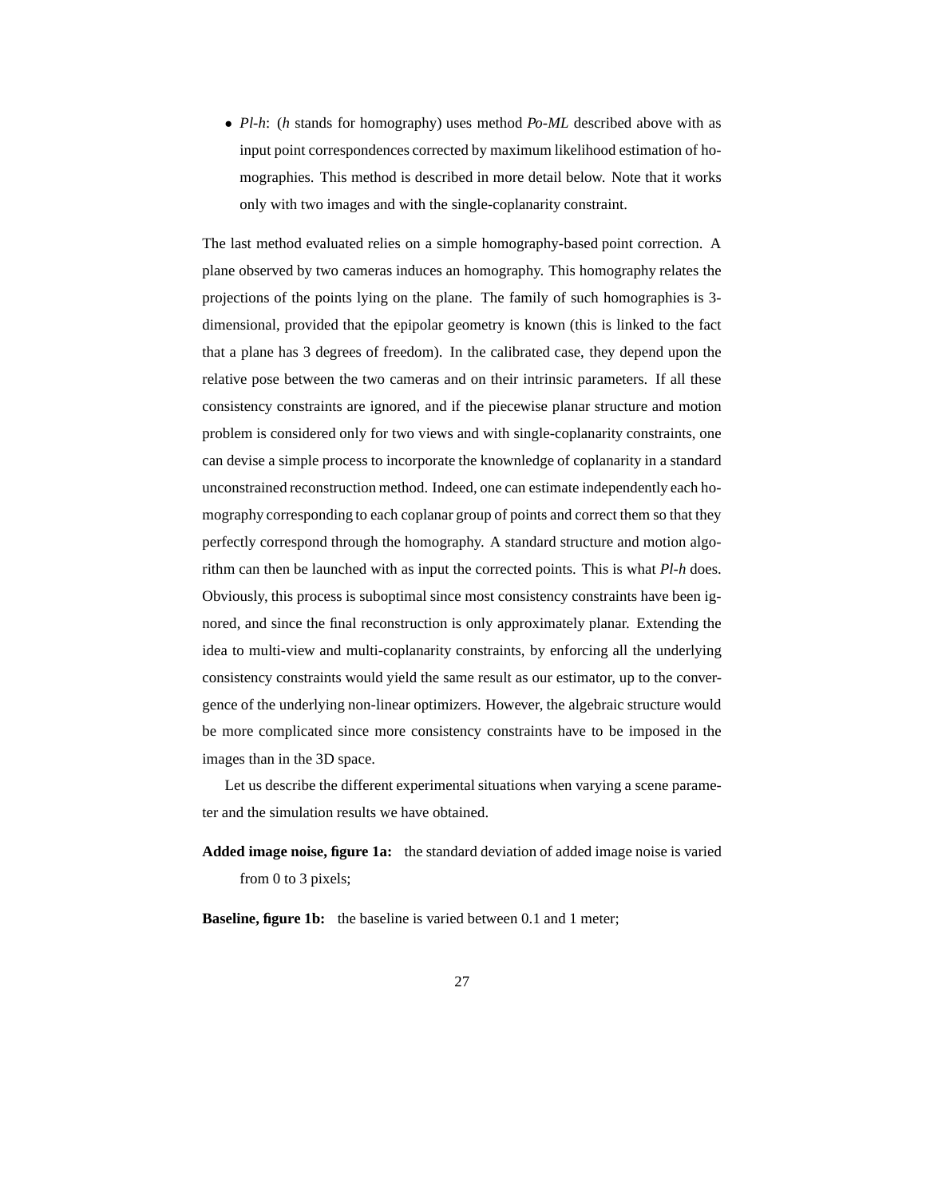- *Pl-h*: (*h* stands for homography) uses method *Po-ML* described above with as input point correspondences corrected by maximum likelihood estimation of homographies. This method is described in more detail below. Note that it works only with two images and with the single-coplanarity constraint.

The last method evaluated relies on a simple homography-based point correction. A plane observed by two cameras induces an homography. This homography relates the projections of the points lying on the plane. The family of such homographies is 3-dimensional, provided that the epipolar geometry is known (this is linked to the fact that a plane has 3 degrees of freedom). In the calibrated case, they depend upon the relative pose between the two cameras and on their intrinsic parameters. If all these consistency constraints are ignored, and if the piecewise planar structure and motion problem is considered only for two views and with single-coplanarity constraints, one can devise a simple process to incorporate the knownledge of coplanarity in a standard unconstrained reconstruction method. Indeed, one can estimate independently each homography corresponding to each coplanar group of points and correct them so that they perfectly correspond through the homography. A standard structure and motion algorithm can then be launched with as input the corrected points. This is what *Pl-h* does. Obviously, this process is suboptimal since most consistency constraints have been ignored, and since the final reconstruction is only approximately planar. Extending the idea to multi-view and multi-coplanarity constraints, by enforcing all the underlying consistency constraints would yield the same result as our estimator, up to the convergence of the underlying non-linear optimizers. However, the algebraic structure would be more complicated since more consistency constraints have to be imposed in the images than in the 3D space.

Let us describe the different experimental situations when varying a scene parameter and the simulation results we have obtained.

**Added image noise, figure 1a:** the standard deviation of added image noise is varied from 0 to 3 pixels;

**Baseline, figure 1b:** the baseline is varied between 0.1 and 1 meter;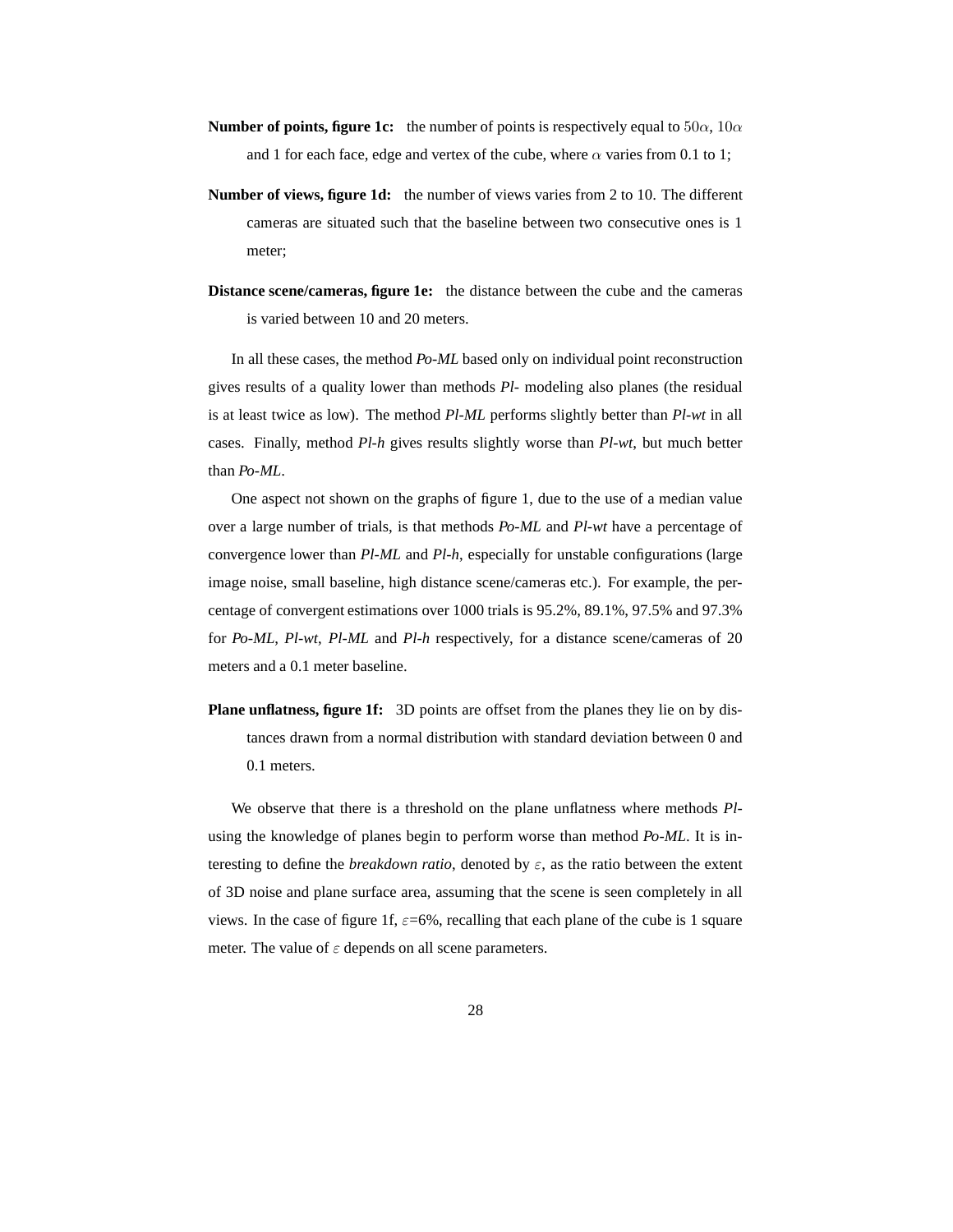- **Number of points, figure 1c:** the number of points is respectively equal to $50\alpha$, $10\alpha$ and 1 for each face, edge and vertex of the cube, where $\alpha$ varies from 0.1 to 1;

- **Number of views, figure 1d:** the number of views varies from 2 to 10. The different cameras are situated such that the baseline between two consecutive ones is 1 meter;

- **Distance scene/cameras, figure 1e:** the distance between the cube and the cameras is varied between 10 and 20 meters.

In all these cases, the method *Po-ML* based only on individual point reconstruction gives results of a quality lower than methods *Pl-* modeling also planes (the residual is at least twice as low). The method *Pl-ML* performs slightly better than *Pl-wt* in all cases. Finally, method *Pl-h* gives results slightly worse than *Pl-wt*, but much better than *Po-ML*.

One aspect not shown on the graphs of figure 1, due to the use of a median value over a large number of trials, is that methods *Po-ML* and *Pl-wt* have a percentage of convergence lower than *Pl-ML* and *Pl-h*, especially for unstable configurations (large image noise, small baseline, high distance scene/cameras etc.). For example, the percentage of convergent estimations over 1000 trials is 95.2%, 89.1%, 97.5% and 97.3% for *Po-ML*, *Pl-wt*, *Pl-ML* and *Pl-h* respectively, for a distance scene/cameras of 20 meters and a 0.1 meter baseline.

- **Plane unflatness, figure 1f:** 3D points are offset from the planes they lie on by distances drawn from a normal distribution with standard deviation between 0 and 0.1 meters.

We observe that there is a threshold on the plane unflatness where methods *Pl-* using the knowledge of planes begin to perform worse than method *Po-ML*. It is interesting to define the *breakdown ratio*, denoted by $\varepsilon$, as the ratio between the extent of 3D noise and plane surface area, assuming that the scene is seen completely in all views. In the case of figure 1f, $\varepsilon$=6%, recalling that each plane of the cube is 1 square meter. The value of $\varepsilon$ depends on all scene parameters.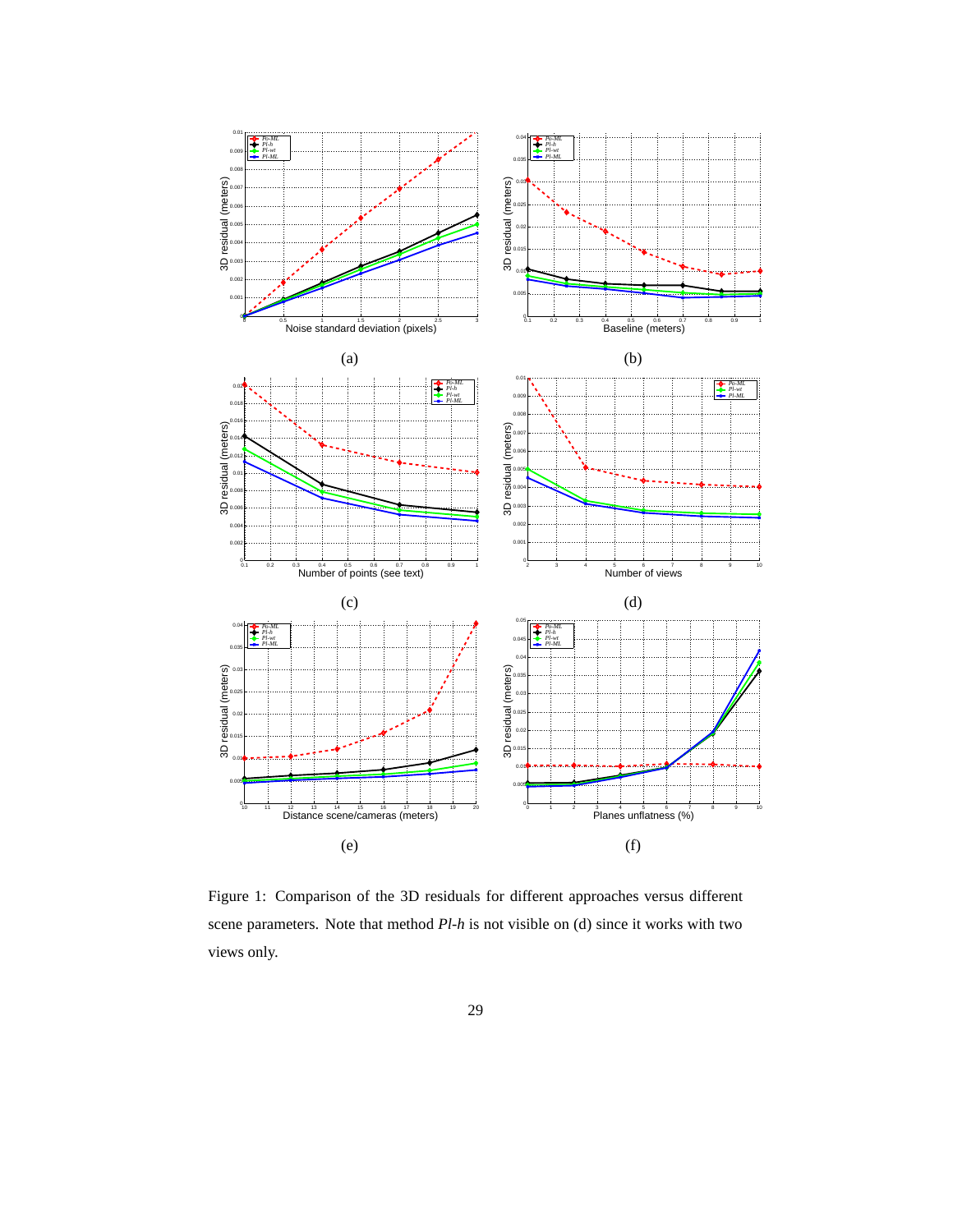Figure 1: Comparison of the 3D residuals for different approaches versus different scene parameters. Note that method *Pl-h* is not visible on (d) since it works with two views only.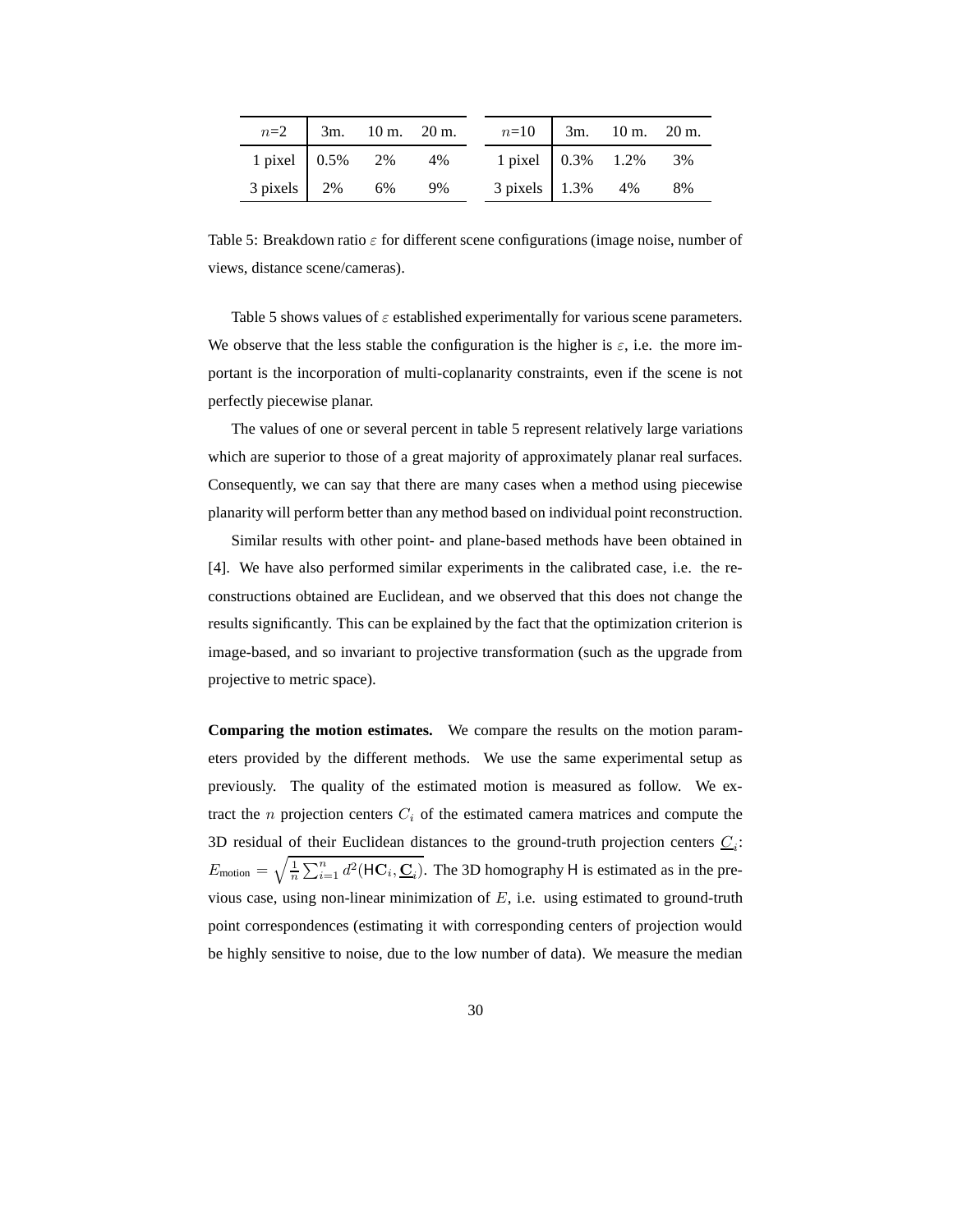| $n$=2 | 3m. | 10 m. | 20 m. |
|---|---|---|---|
| 1 pixel | 0.5% | 2% | 4% |
| 3 pixels | 2% | 6% | 9% |

| $n$=10 | 3m. | 10 m. | 20 m. |
|---|---|---|---|
| 1 pixel | 0.3% | 1.2% | 3% |
| 3 pixels | 1.3% | 4% | 8% |

Table 5: Breakdown ratio $\varepsilon$ for different scene configurations (image noise, number of views, distance scene/cameras).

Table 5 shows values of $\varepsilon$ established experimentally for various scene parameters. We observe that the less stable the configuration is the higher is $\varepsilon$, i.e. the more important is the incorporation of multi-coplanarity constraints, even if the scene is not perfectly piecewise planar.

The values of one or several percent in table 5 represent relatively large variations which are superior to those of a great majority of approximately planar real surfaces. Consequently, we can say that there are many cases when a method using piecewise planarity will perform better than any method based on individual point reconstruction.

Similar results with other point- and plane-based methods have been obtained in [4]. We have also performed similar experiments in the calibrated case, i.e. the reconstructions obtained are Euclidean, and we observed that this does not change the results significantly. This can be explained by the fact that the optimization criterion is image-based, and so invariant to projective transformation (such as the upgrade from projective to metric space).

**Comparing the motion estimates.** We compare the results on the motion parameters provided by the different methods. We use the same experimental setup as previously. The quality of the estimated motion is measured as follow. We extract the $n$ projection centers $C_i$ of the estimated camera matrices and compute the 3D residual of their Euclidean distances to the ground-truth projection centers $\underline{C}_i$: $E_{\text{motion}} = \sqrt{\frac{1}{n}\sum_{i=1}^{n} d^2(\mathsf{H}\mathbf{C}_i, \underline{\mathbf{C}}_i)}$. The 3D homography $\mathsf{H}$ is estimated as in the previous case, using non-linear minimization of $E$, i.e. using estimated to ground-truth point correspondences (estimating it with corresponding centers of projection would be highly sensitive to noise, due to the low number of data). We measure the median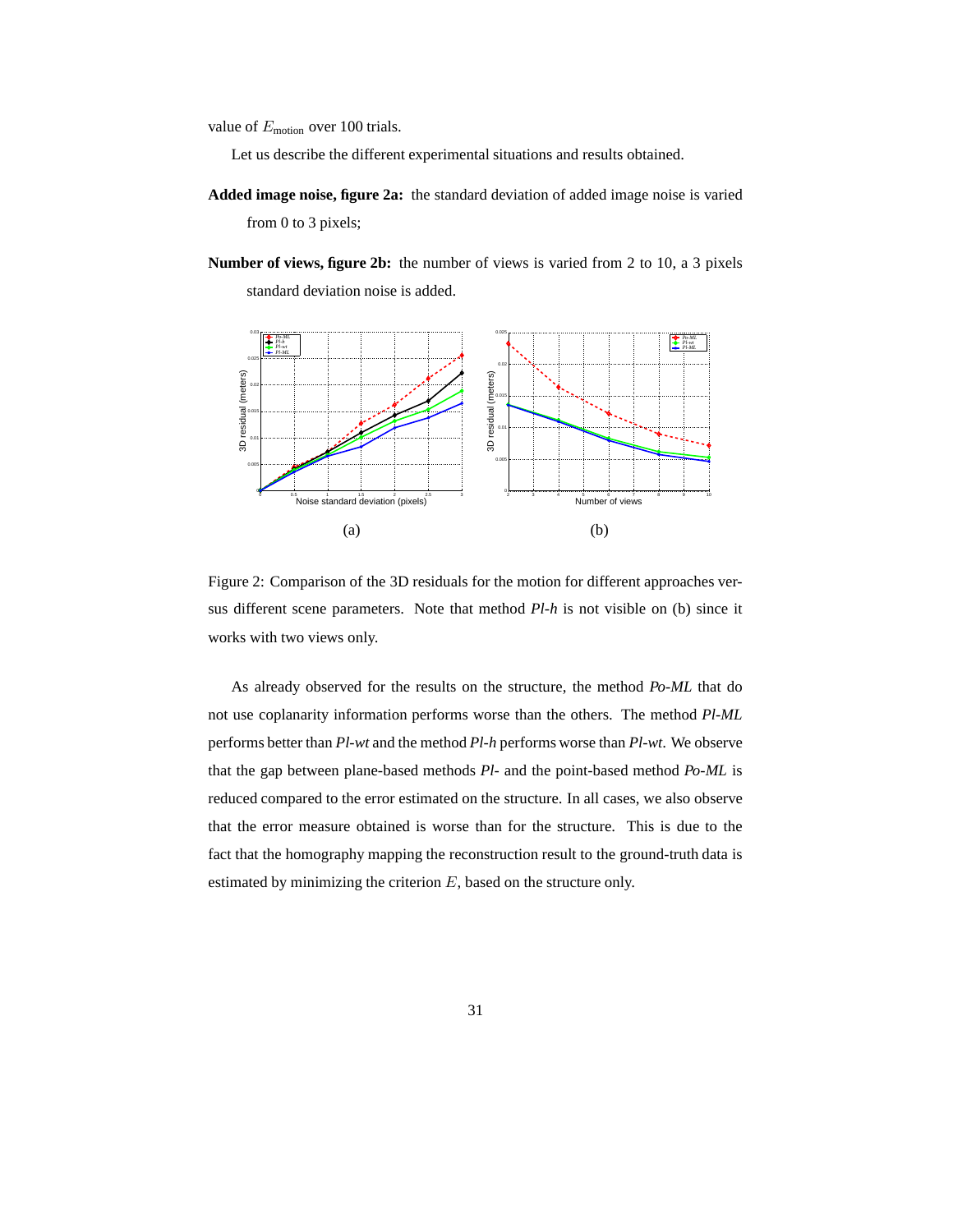value of $E_{\text{motion}}$ over 100 trials.

Let us describe the different experimental situations and results obtained.

**Added image noise, figure 2a:** the standard deviation of added image noise is varied from 0 to 3 pixels;

**Number of views, figure 2b:** the number of views is varied from 2 to 10, a 3 pixels standard deviation noise is added.

(a)

(b)

Figure 2: Comparison of the 3D residuals for the motion for different approaches versus different scene parameters. Note that method *Pl-h* is not visible on (b) since it works with two views only.

As already observed for the results on the structure, the method *Po-ML* that do not use coplanarity information performs worse than the others. The method *Pl-ML* performs better than *Pl-wt* and the method *Pl-h* performs worse than *Pl-wt*. We observe that the gap between plane-based methods *Pl-* and the point-based method *Po-ML* is reduced compared to the error estimated on the structure. In all cases, we also observe that the error measure obtained is worse than for the structure. This is due to the fact that the homography mapping the reconstruction result to the ground-truth data is estimated by minimizing the criterion $E$, based on the structure only.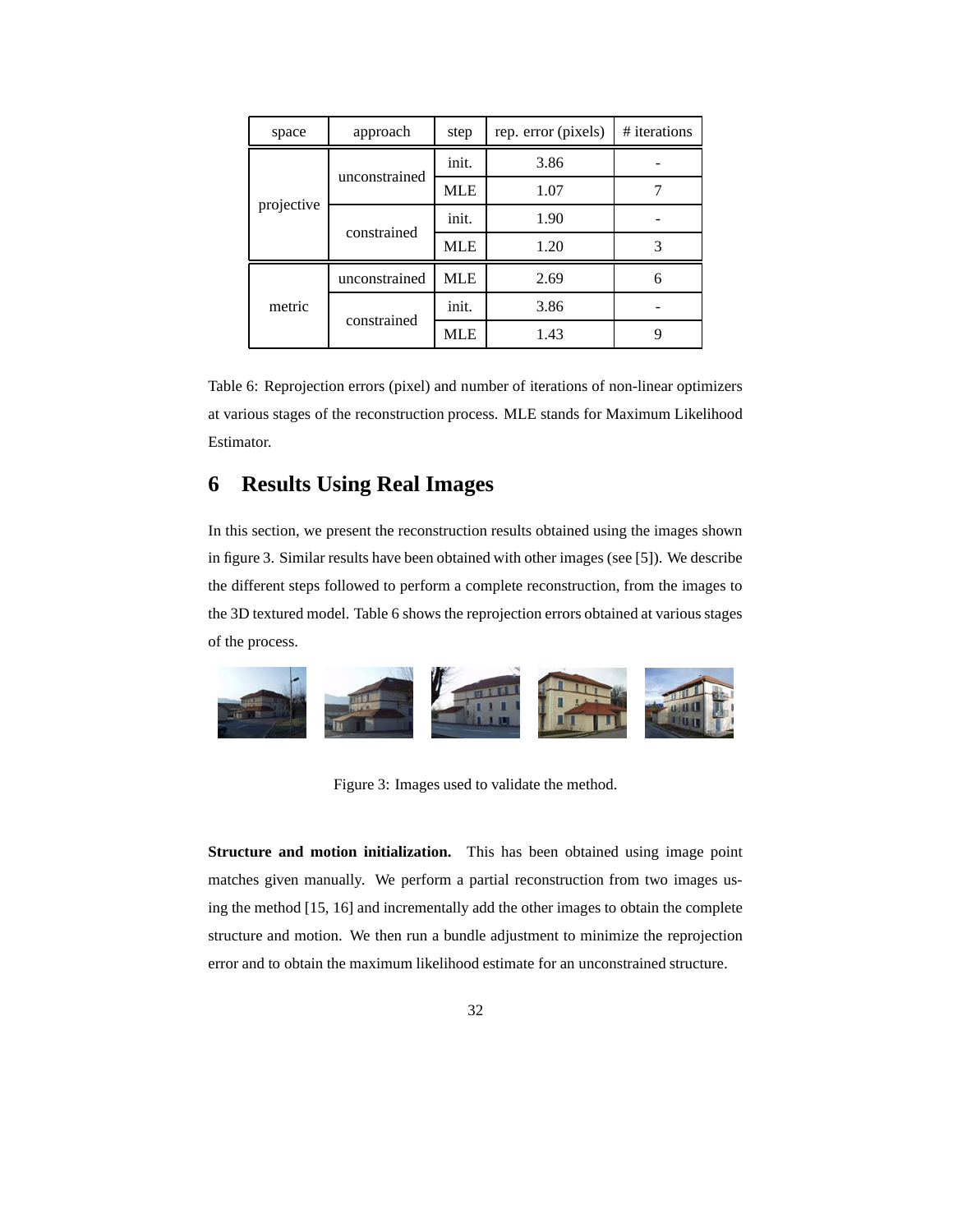| space | approach | step | rep. error (pixels) | # iterations |
| --- | --- | --- | --- | --- |
| projective | unconstrained | init. | 3.86 | - |
| | | MLE | 1.07 | 7 |
| | constrained | init. | 1.90 | - |
| | | MLE | 1.20 | 3 |
| metric | unconstrained | MLE | 2.69 | 6 |
| | constrained | init. | 3.86 | - |
| | | MLE | 1.43 | 9 |

Table 6: Reprojection errors (pixel) and number of iterations of non-linear optimizers at various stages of the reconstruction process. MLE stands for Maximum Likelihood Estimator.

## 6 Results Using Real Images

In this section, we present the reconstruction results obtained using the images shown in figure 3. Similar results have been obtained with other images (see [5]). We describe the different steps followed to perform a complete reconstruction, from the images to the 3D textured model. Table 6 shows the reprojection errors obtained at various stages of the process.

Figure 3: Images used to validate the method.

**Structure and motion initialization.** This has been obtained using image point matches given manually. We perform a partial reconstruction from two images using the method [15, 16] and incrementally add the other images to obtain the complete structure and motion. We then run a bundle adjustment to minimize the reprojection error and to obtain the maximum likelihood estimate for an unconstrained structure.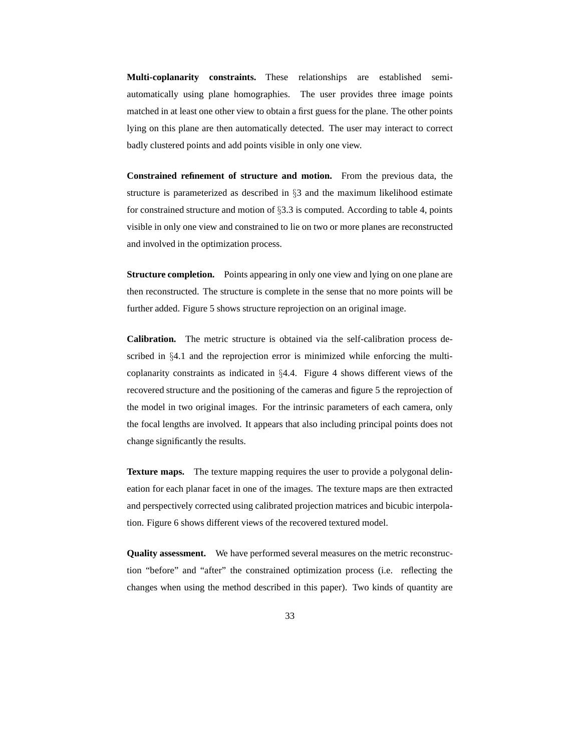**Multi-coplanarity constraints.** These relationships are established semi-automatically using plane homographies. The user provides three image points matched in at least one other view to obtain a first guess for the plane. The other points lying on this plane are then automatically detected. The user may interact to correct badly clustered points and add points visible in only one view.

**Constrained refinement of structure and motion.** From the previous data, the structure is parameterized as described in §3 and the maximum likelihood estimate for constrained structure and motion of §3.3 is computed. According to table 4, points visible in only one view and constrained to lie on two or more planes are reconstructed and involved in the optimization process.

**Structure completion.** Points appearing in only one view and lying on one plane are then reconstructed. The structure is complete in the sense that no more points will be further added. Figure 5 shows structure reprojection on an original image.

**Calibration.** The metric structure is obtained via the self-calibration process described in §4.1 and the reprojection error is minimized while enforcing the multi-coplanarity constraints as indicated in §4.4. Figure 4 shows different views of the recovered structure and the positioning of the cameras and figure 5 the reprojection of the model in two original images. For the intrinsic parameters of each camera, only the focal lengths are involved. It appears that also including principal points does not change significantly the results.

**Texture maps.** The texture mapping requires the user to provide a polygonal delineation for each planar facet in one of the images. The texture maps are then extracted and perspectively corrected using calibrated projection matrices and bicubic interpolation. Figure 6 shows different views of the recovered textured model.

**Quality assessment.** We have performed several measures on the metric reconstruction "before" and "after" the constrained optimization process (i.e. reflecting the changes when using the method described in this paper). Two kinds of quantity are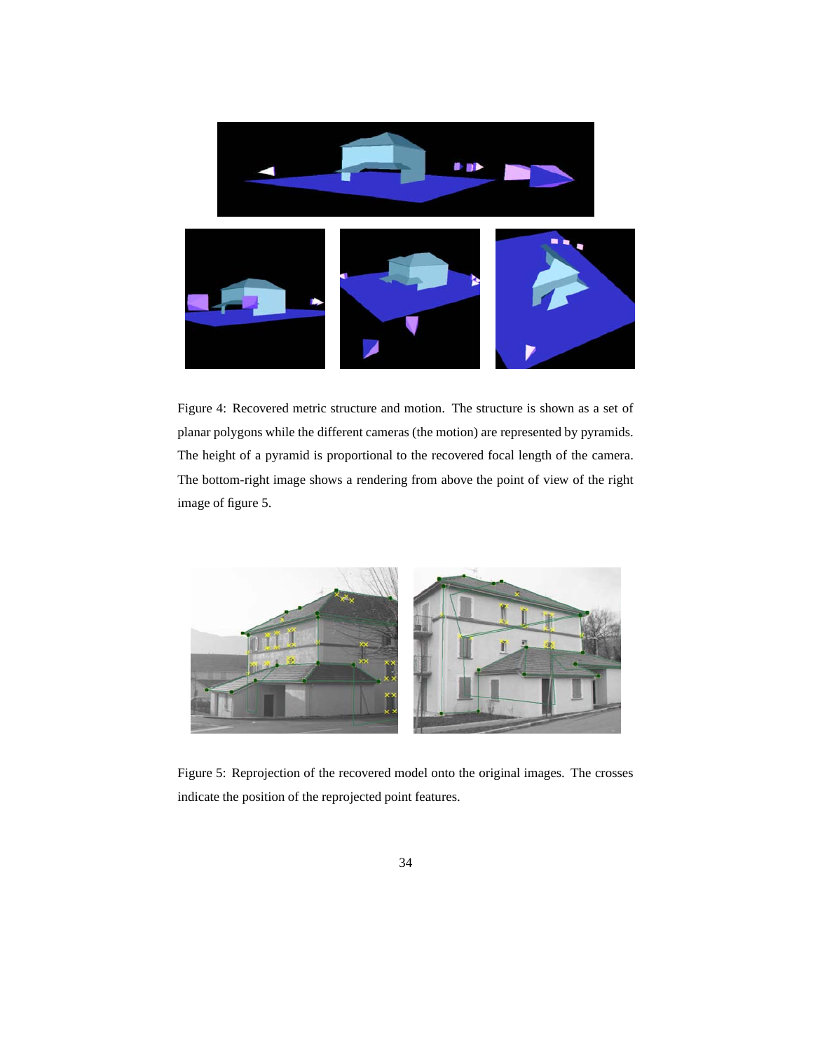Figure 4: Recovered metric structure and motion. The structure is shown as a set of planar polygons while the different cameras (the motion) are represented by pyramids. The height of a pyramid is proportional to the recovered focal length of the camera. The bottom-right image shows a rendering from above the point of view of the right image of figure 5.

Figure 5: Reprojection of the recovered model onto the original images. The crosses indicate the position of the reprojected point features.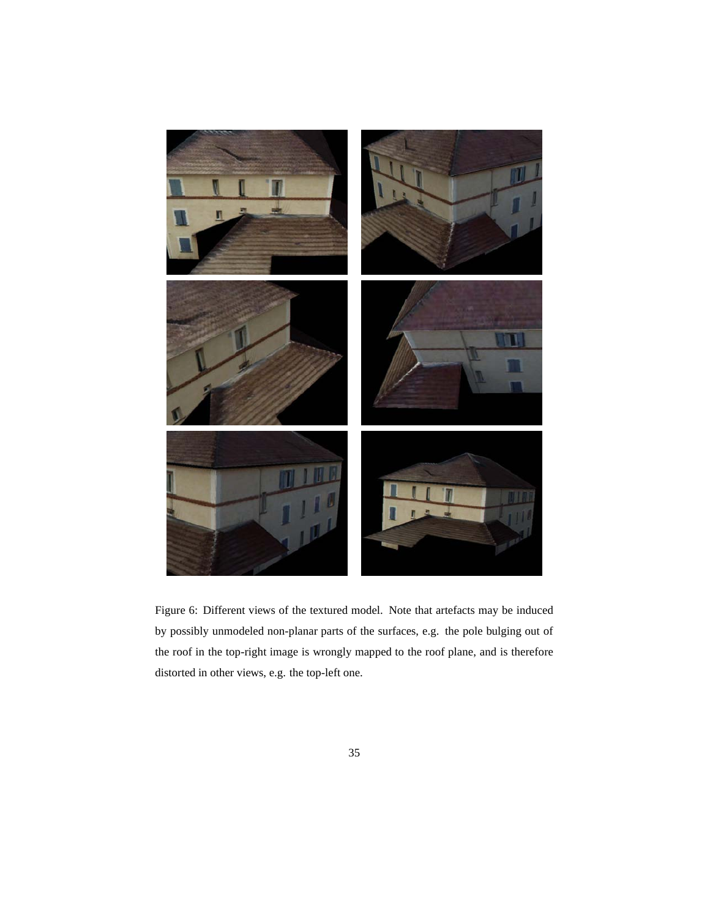Figure 6: Different views of the textured model. Note that artefacts may be induced by possibly unmodeled non-planar parts of the surfaces, e.g. the pole bulging out of the roof in the top-right image is wrongly mapped to the roof plane, and is therefore distorted in other views, e.g. the top-left one.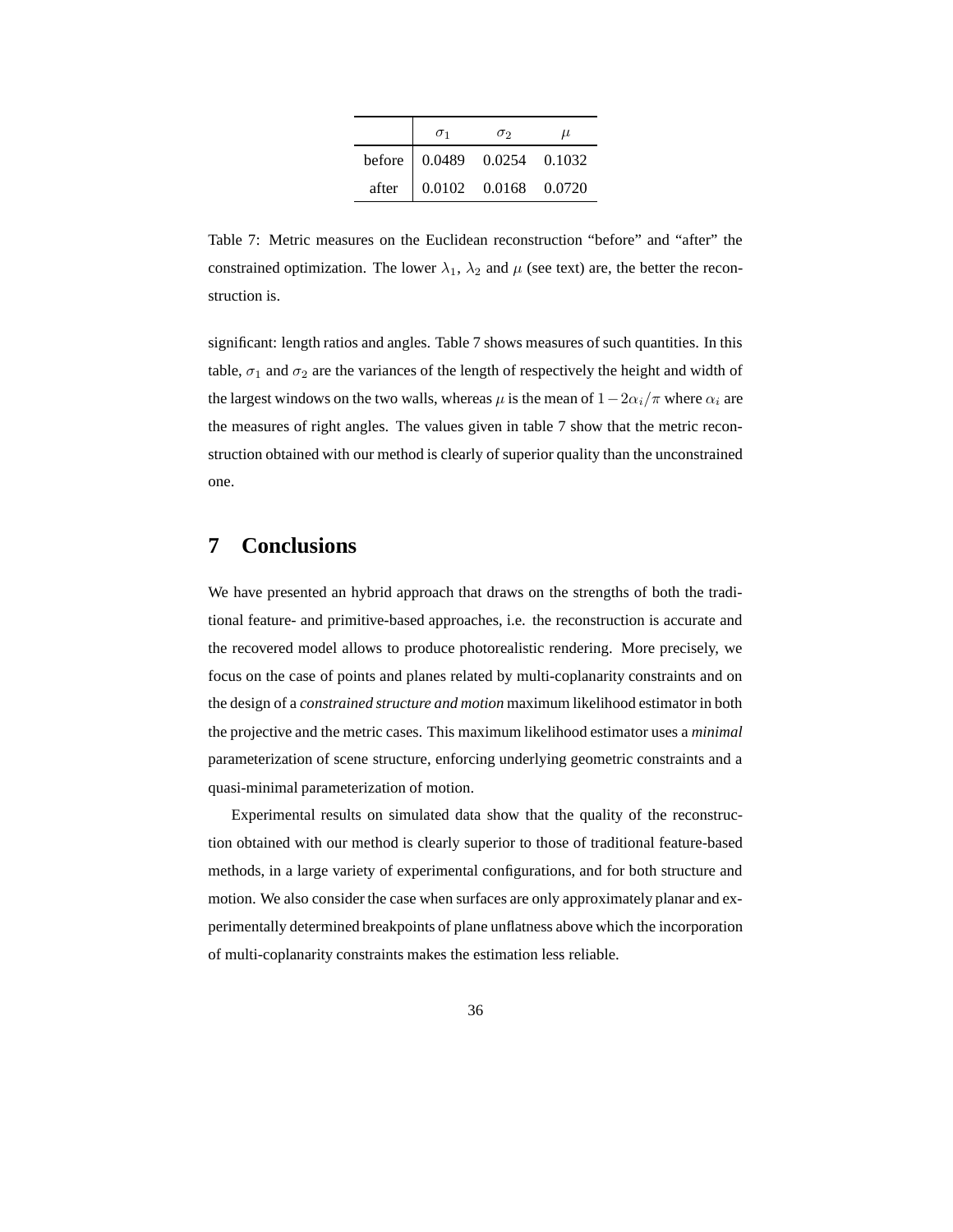|  | $\sigma_1$ | $\sigma_2$ | $\mu$ |
|---|---|---|---|
| before | 0.0489 | 0.0254 | 0.1032 |
| after | 0.0102 | 0.0168 | 0.0720 |

Table 7: Metric measures on the Euclidean reconstruction "before" and "after" the constrained optimization. The lower $\lambda_1$, $\lambda_2$ and $\mu$ (see text) are, the better the reconstruction is.

significant: length ratios and angles. Table 7 shows measures of such quantities. In this table, $\sigma_1$ and $\sigma_2$ are the variances of the length of respectively the height and width of the largest windows on the two walls, whereas $\mu$ is the mean of $1 - 2\alpha_i/\pi$ where $\alpha_i$ are the measures of right angles. The values given in table 7 show that the metric reconstruction obtained with our method is clearly of superior quality than the unconstrained one.

# 7 Conclusions

We have presented an hybrid approach that draws on the strengths of both the traditional feature- and primitive-based approaches, i.e. the reconstruction is accurate and the recovered model allows to produce photorealistic rendering. More precisely, we focus on the case of points and planes related by multi-coplanarity constraints and on the design of a *constrained structure and motion* maximum likelihood estimator in both the projective and the metric cases. This maximum likelihood estimator uses a *minimal* parameterization of scene structure, enforcing underlying geometric constraints and a quasi-minimal parameterization of motion.

Experimental results on simulated data show that the quality of the reconstruction obtained with our method is clearly superior to those of traditional feature-based methods, in a large variety of experimental configurations, and for both structure and motion. We also consider the case when surfaces are only approximately planar and experimentally determined breakpoints of plane unflatness above which the incorporation of multi-coplanarity constraints makes the estimation less reliable.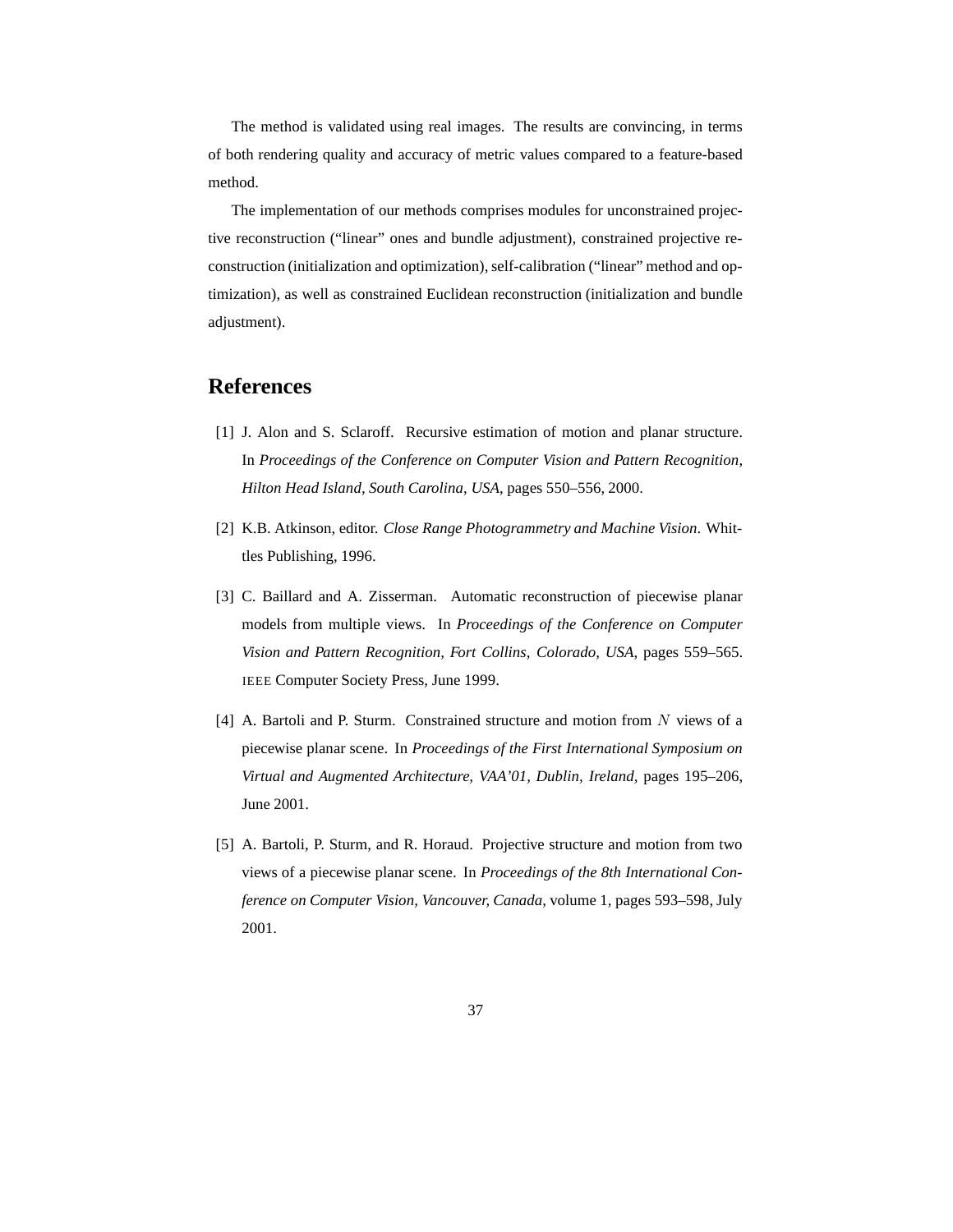The method is validated using real images. The results are convincing, in terms of both rendering quality and accuracy of metric values compared to a feature-based method.

The implementation of our methods comprises modules for unconstrained projective reconstruction ("linear" ones and bundle adjustment), constrained projective reconstruction (initialization and optimization), self-calibration ("linear" method and optimization), as well as constrained Euclidean reconstruction (initialization and bundle adjustment).

# References

[1] J. Alon and S. Sclaroff. Recursive estimation of motion and planar structure. In *Proceedings of the Conference on Computer Vision and Pattern Recognition, Hilton Head Island, South Carolina, USA*, pages 550–556, 2000.

[2] K.B. Atkinson, editor. *Close Range Photogrammetry and Machine Vision*. Whittles Publishing, 1996.

[3] C. Baillard and A. Zisserman. Automatic reconstruction of piecewise planar models from multiple views. In *Proceedings of the Conference on Computer Vision and Pattern Recognition, Fort Collins, Colorado, USA*, pages 559–565. IEEE Computer Society Press, June 1999.

[4] A. Bartoli and P. Sturm. Constrained structure and motion from $N$ views of a piecewise planar scene. In *Proceedings of the First International Symposium on Virtual and Augmented Architecture, VAA'01, Dublin, Ireland*, pages 195–206, June 2001.

[5] A. Bartoli, P. Sturm, and R. Horaud. Projective structure and motion from two views of a piecewise planar scene. In *Proceedings of the 8th International Conference on Computer Vision, Vancouver, Canada*, volume 1, pages 593–598, July 2001.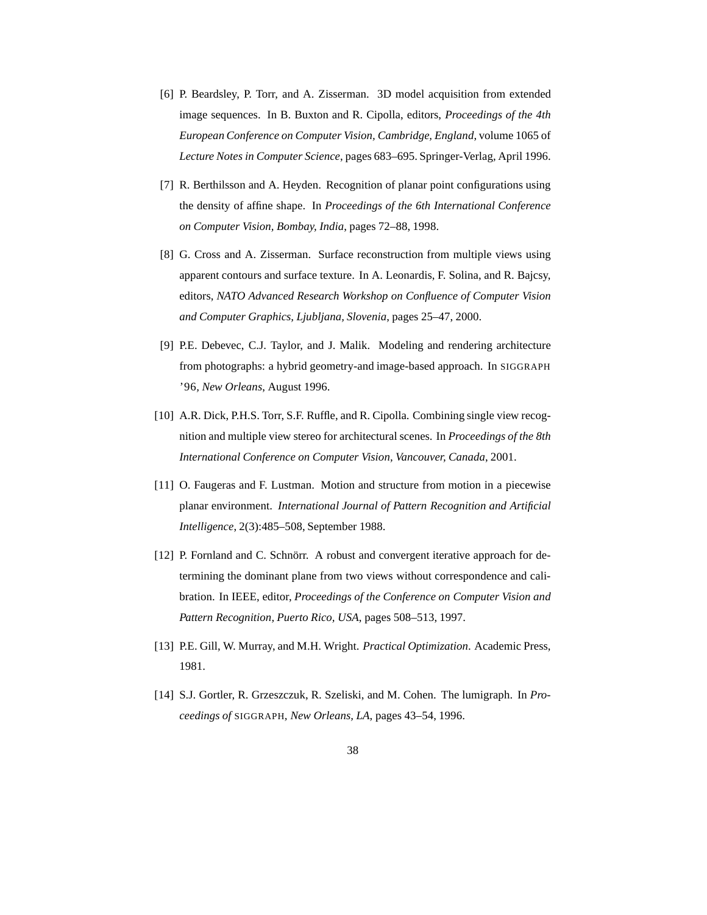[6] P. Beardsley, P. Torr, and A. Zisserman. 3D model acquisition from extended image sequences. In B. Buxton and R. Cipolla, editors, *Proceedings of the 4th European Conference on Computer Vision, Cambridge, England*, volume 1065 of *Lecture Notes in Computer Science*, pages 683–695. Springer-Verlag, April 1996.

[7] R. Berthilsson and A. Heyden. Recognition of planar point configurations using the density of affine shape. In *Proceedings of the 6th International Conference on Computer Vision, Bombay, India*, pages 72–88, 1998.

[8] G. Cross and A. Zisserman. Surface reconstruction from multiple views using apparent contours and surface texture. In A. Leonardis, F. Solina, and R. Bajcsy, editors, *NATO Advanced Research Workshop on Confluence of Computer Vision and Computer Graphics, Ljubljana, Slovenia*, pages 25–47, 2000.

[9] P.E. Debevec, C.J. Taylor, and J. Malik. Modeling and rendering architecture from photographs: a hybrid geometry-and image-based approach. In SIGGRAPH '96*, New Orleans*, August 1996.

[10] A.R. Dick, P.H.S. Torr, S.F. Ruffle, and R. Cipolla. Combining single view recognition and multiple view stereo for architectural scenes. In *Proceedings of the 8th International Conference on Computer Vision, Vancouver, Canada*, 2001.

[11] O. Faugeras and F. Lustman. Motion and structure from motion in a piecewise planar environment. *International Journal of Pattern Recognition and Artificial Intelligence*, 2(3):485–508, September 1988.

[12] P. Fornland and C. Schnörr. A robust and convergent iterative approach for determining the dominant plane from two views without correspondence and calibration. In IEEE, editor, *Proceedings of the Conference on Computer Vision and Pattern Recognition, Puerto Rico, USA*, pages 508–513, 1997.

[13] P.E. Gill, W. Murray, and M.H. Wright. *Practical Optimization*. Academic Press, 1981.

[14] S.J. Gortler, R. Grzeszczuk, R. Szeliski, and M. Cohen. The lumigraph. In *Proceedings of* SIGGRAPH*, New Orleans, LA*, pages 43–54, 1996.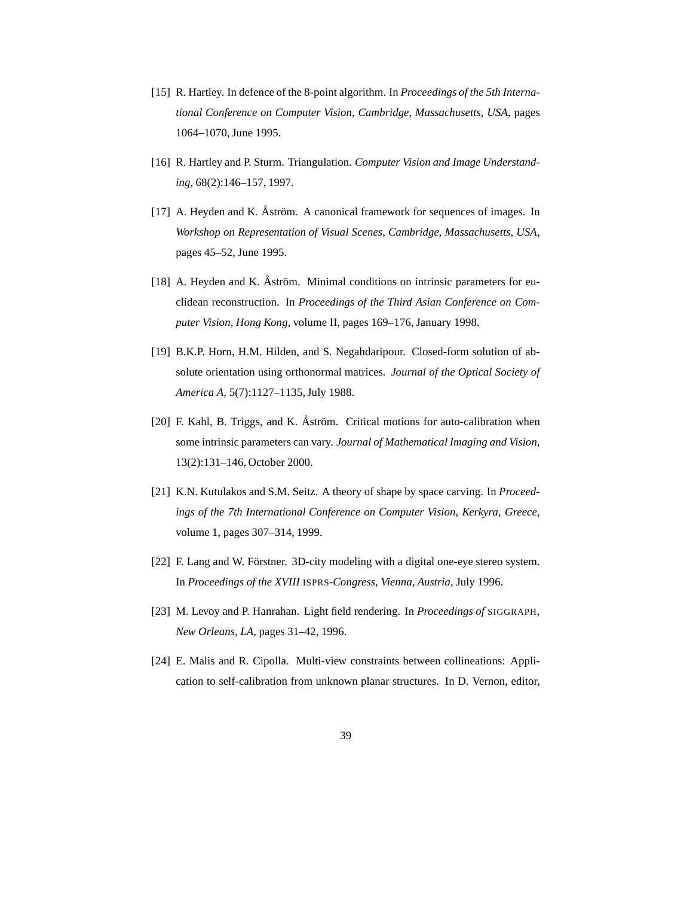[15] R. Hartley. In defence of the 8-point algorithm. In *Proceedings of the 5th International Conference on Computer Vision, Cambridge, Massachusetts, USA*, pages 1064–1070, June 1995.

[16] R. Hartley and P. Sturm. Triangulation. *Computer Vision and Image Understanding*, 68(2):146–157, 1997.

[17] A. Heyden and K. Åström. A canonical framework for sequences of images. In *Workshop on Representation of Visual Scenes, Cambridge, Massachusetts, USA*, pages 45–52, June 1995.

[18] A. Heyden and K. Åström. Minimal conditions on intrinsic parameters for euclidean reconstruction. In *Proceedings of the Third Asian Conference on Computer Vision, Hong Kong*, volume II, pages 169–176, January 1998.

[19] B.K.P. Horn, H.M. Hilden, and S. Negahdaripour. Closed-form solution of absolute orientation using orthonormal matrices. *Journal of the Optical Society of America A*, 5(7):1127–1135, July 1988.

[20] F. Kahl, B. Triggs, and K. Åström. Critical motions for auto-calibration when some intrinsic parameters can vary. *Journal of Mathematical Imaging and Vision*, 13(2):131–146, October 2000.

[21] K.N. Kutulakos and S.M. Seitz. A theory of shape by space carving. In *Proceedings of the 7th International Conference on Computer Vision, Kerkyra, Greece*, volume 1, pages 307–314, 1999.

[22] F. Lang and W. Förstner. 3D-city modeling with a digital one-eye stereo system. In *Proceedings of the XVIII* ISPRS*-Congress, Vienna, Austria*, July 1996.

[23] M. Levoy and P. Hanrahan. Light field rendering. In *Proceedings of* SIGGRAPH*, New Orleans, LA*, pages 31–42, 1996.

[24] E. Malis and R. Cipolla. Multi-view constraints between collineations: Application to self-calibration from unknown planar structures. In D. Vernon, editor,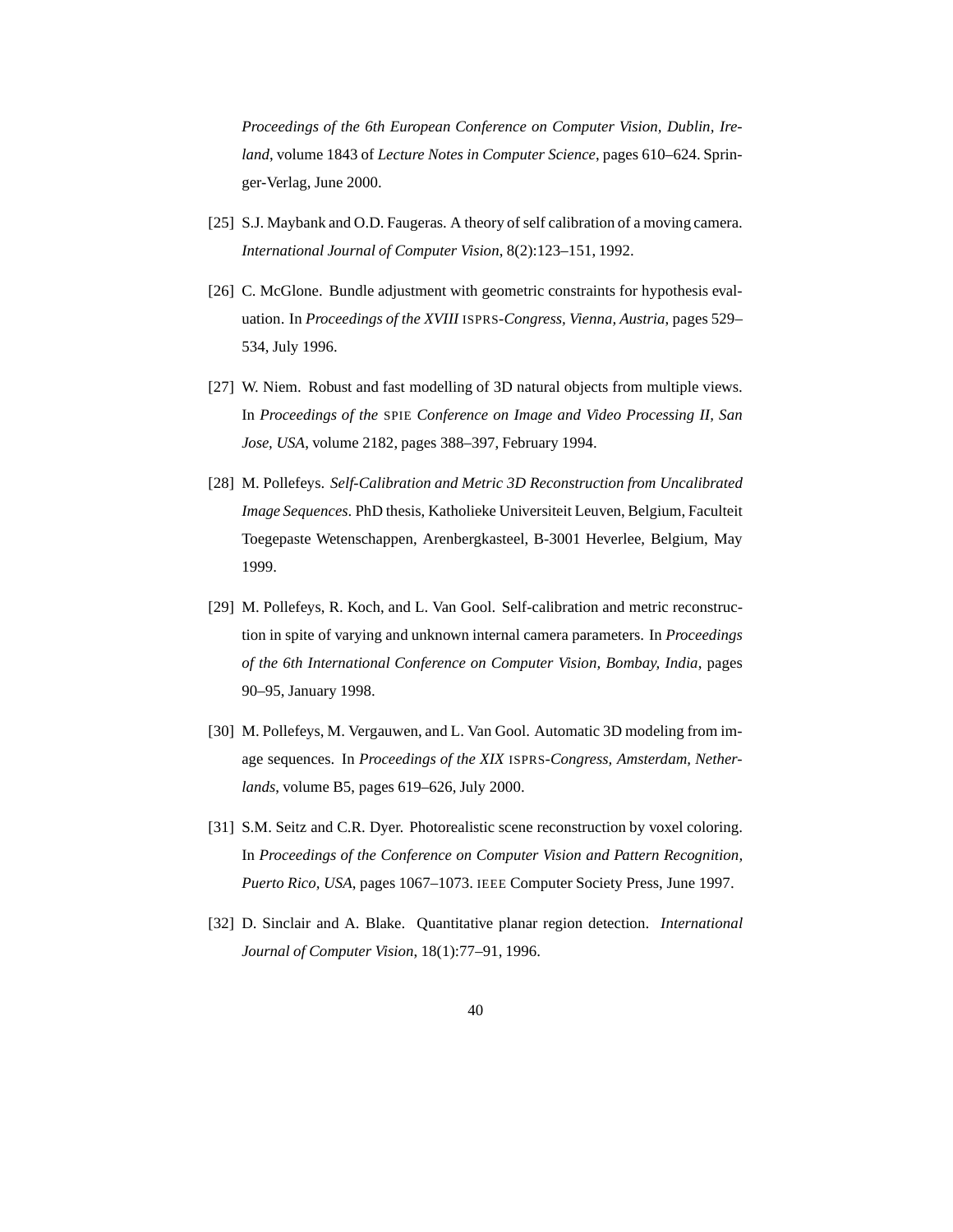*Proceedings of the 6th European Conference on Computer Vision, Dublin, Ireland*, volume 1843 of *Lecture Notes in Computer Science*, pages 610–624. Springer-Verlag, June 2000.

[25] S.J. Maybank and O.D. Faugeras. A theory of self calibration of a moving camera. *International Journal of Computer Vision*, 8(2):123–151, 1992.

[26] C. McGlone. Bundle adjustment with geometric constraints for hypothesis evaluation. In *Proceedings of the XVIII* ISPRS*-Congress, Vienna, Austria*, pages 529–534, July 1996.

[27] W. Niem. Robust and fast modelling of 3D natural objects from multiple views. In *Proceedings of the* SPIE *Conference on Image and Video Processing II, San Jose, USA*, volume 2182, pages 388–397, February 1994.

[28] M. Pollefeys. *Self-Calibration and Metric 3D Reconstruction from Uncalibrated Image Sequences*. PhD thesis, Katholieke Universiteit Leuven, Belgium, Faculteit Toegepaste Wetenschappen, Arenbergkasteel, B-3001 Heverlee, Belgium, May 1999.

[29] M. Pollefeys, R. Koch, and L. Van Gool. Self-calibration and metric reconstruction in spite of varying and unknown internal camera parameters. In *Proceedings of the 6th International Conference on Computer Vision, Bombay, India*, pages 90–95, January 1998.

[30] M. Pollefeys, M. Vergauwen, and L. Van Gool. Automatic 3D modeling from image sequences. In *Proceedings of the XIX* ISPRS*-Congress, Amsterdam, Netherlands*, volume B5, pages 619–626, July 2000.

[31] S.M. Seitz and C.R. Dyer. Photorealistic scene reconstruction by voxel coloring. In *Proceedings of the Conference on Computer Vision and Pattern Recognition, Puerto Rico, USA*, pages 1067–1073. IEEE Computer Society Press, June 1997.

[32] D. Sinclair and A. Blake. Quantitative planar region detection. *International Journal of Computer Vision*, 18(1):77–91, 1996.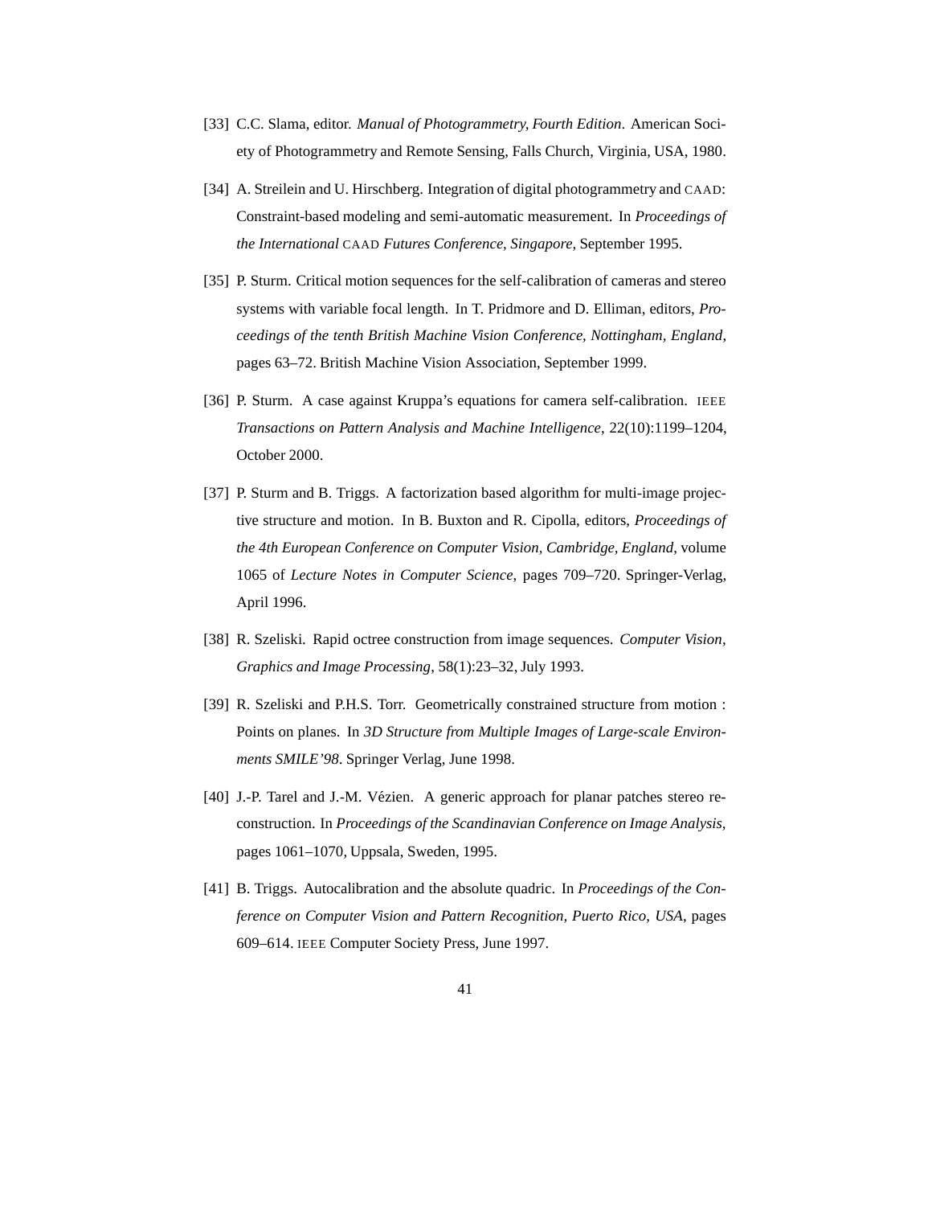[33] C.C. Slama, editor. *Manual of Photogrammetry, Fourth Edition*. American Society of Photogrammetry and Remote Sensing, Falls Church, Virginia, USA, 1980.

[34] A. Streilein and U. Hirschberg. Integration of digital photogrammetry and CAAD: Constraint-based modeling and semi-automatic measurement. In *Proceedings of the International* CAAD *Futures Conference, Singapore*, September 1995.

[35] P. Sturm. Critical motion sequences for the self-calibration of cameras and stereo systems with variable focal length. In T. Pridmore and D. Elliman, editors, *Proceedings of the tenth British Machine Vision Conference, Nottingham, England*, pages 63–72. British Machine Vision Association, September 1999.

[36] P. Sturm. A case against Kruppa's equations for camera self-calibration. IEEE *Transactions on Pattern Analysis and Machine Intelligence*, 22(10):1199–1204, October 2000.

[37] P. Sturm and B. Triggs. A factorization based algorithm for multi-image projective structure and motion. In B. Buxton and R. Cipolla, editors, *Proceedings of the 4th European Conference on Computer Vision, Cambridge, England*, volume 1065 of *Lecture Notes in Computer Science*, pages 709–720. Springer-Verlag, April 1996.

[38] R. Szeliski. Rapid octree construction from image sequences. *Computer Vision, Graphics and Image Processing*, 58(1):23–32, July 1993.

[39] R. Szeliski and P.H.S. Torr. Geometrically constrained structure from motion : Points on planes. In *3D Structure from Multiple Images of Large-scale Environments SMILE'98*. Springer Verlag, June 1998.

[40] J.-P. Tarel and J.-M. Vézien. A generic approach for planar patches stereo reconstruction. In *Proceedings of the Scandinavian Conference on Image Analysis*, pages 1061–1070, Uppsala, Sweden, 1995.

[41] B. Triggs. Autocalibration and the absolute quadric. In *Proceedings of the Conference on Computer Vision and Pattern Recognition, Puerto Rico, USA*, pages 609–614. IEEE Computer Society Press, June 1997.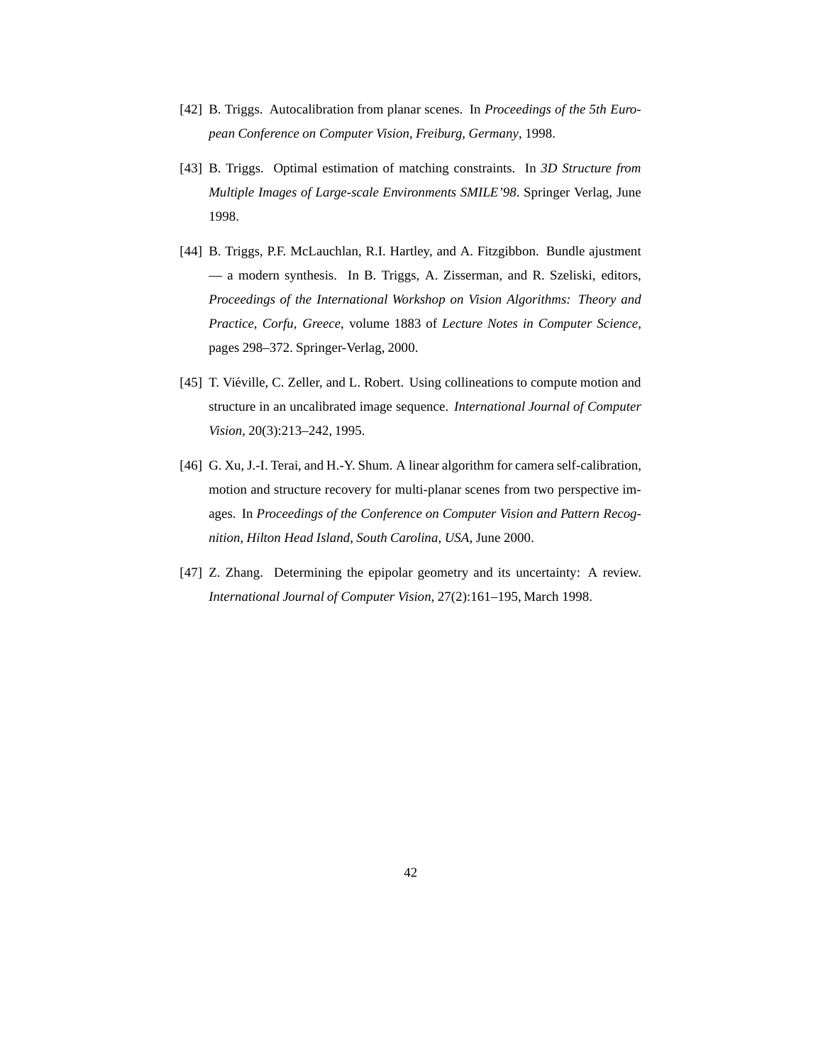[42] B. Triggs. Autocalibration from planar scenes. In *Proceedings of the 5th European Conference on Computer Vision, Freiburg, Germany*, 1998.

[43] B. Triggs. Optimal estimation of matching constraints. In *3D Structure from Multiple Images of Large-scale Environments SMILE'98*. Springer Verlag, June 1998.

[44] B. Triggs, P.F. McLauchlan, R.I. Hartley, and A. Fitzgibbon. Bundle ajustment — a modern synthesis. In B. Triggs, A. Zisserman, and R. Szeliski, editors, *Proceedings of the International Workshop on Vision Algorithms: Theory and Practice, Corfu, Greece*, volume 1883 of *Lecture Notes in Computer Science*, pages 298–372. Springer-Verlag, 2000.

[45] T. Viéville, C. Zeller, and L. Robert. Using collineations to compute motion and structure in an uncalibrated image sequence. *International Journal of Computer Vision*, 20(3):213–242, 1995.

[46] G. Xu, J.-I. Terai, and H.-Y. Shum. A linear algorithm for camera self-calibration, motion and structure recovery for multi-planar scenes from two perspective images. In *Proceedings of the Conference on Computer Vision and Pattern Recognition, Hilton Head Island, South Carolina, USA*, June 2000.

[47] Z. Zhang. Determining the epipolar geometry and its uncertainty: A review. *International Journal of Computer Vision*, 27(2):161–195, March 1998.